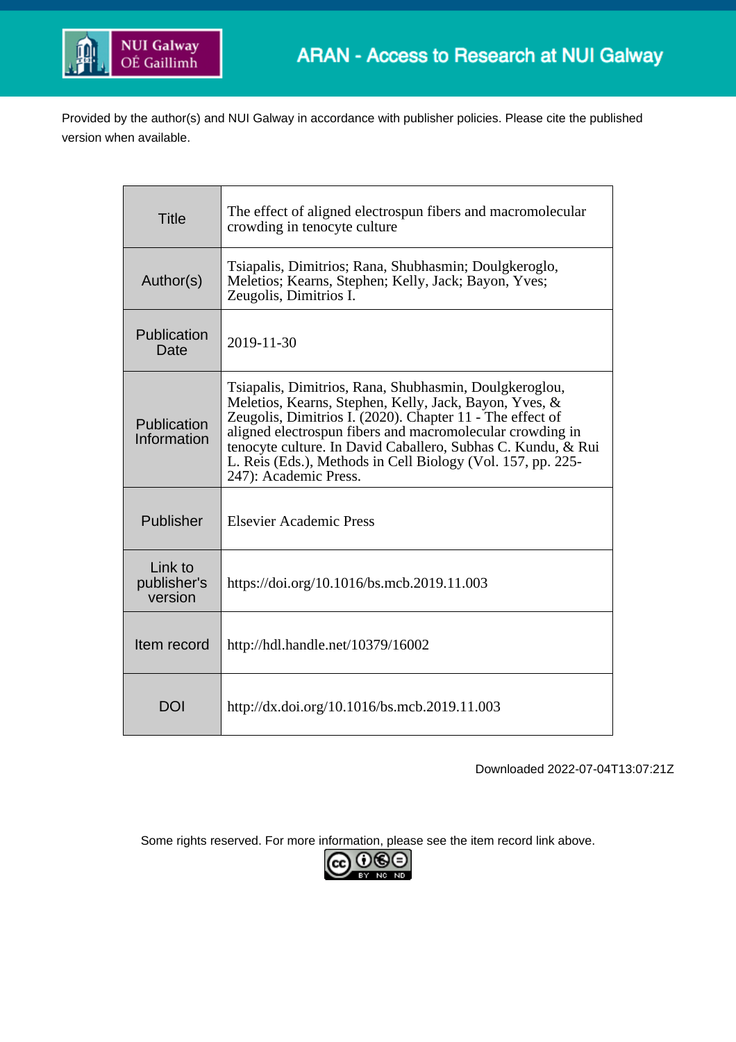ARAN - Access to Research at NUI Galway

Provided by the author(s) and NUI Galway in accordance with publisher policies. Please cite the published version when available.

| | |
|---|---|
| Title | The effect of aligned electrospun fibers and macromolecular crowding in tenocyte culture |
| Author(s) | Tsiapalis, Dimitrios; Rana, Shubhasmin; Doulgkeroglo, Meletios; Kearns, Stephen; Kelly, Jack; Bayon, Yves; Zeugolis, Dimitrios I. |
| Publication Date | 2019-11-30 |
| Publication Information | Tsiapalis, Dimitrios, Rana, Shubhasmin, Doulgkeroglou, Meletios, Kearns, Stephen, Kelly, Jack, Bayon, Yves, & Zeugolis, Dimitrios I. (2020). Chapter 11 - The effect of aligned electrospun fibers and macromolecular crowding in tenocyte culture. In David Caballero, Subhas C. Kundu, & Rui L. Reis (Eds.), Methods in Cell Biology (Vol. 157, pp. 225-247): Academic Press. |
| Publisher | Elsevier Academic Press |
| Link to publisher's version | https://doi.org/10.1016/bs.mcb.2019.11.003 |
| Item record | http://hdl.handle.net/10379/16002 |
| DOI | http://dx.doi.org/10.1016/bs.mcb.2019.11.003 |

Downloaded 2022-07-04T13:07:21Z

Some rights reserved. For more information, please see the item record link above.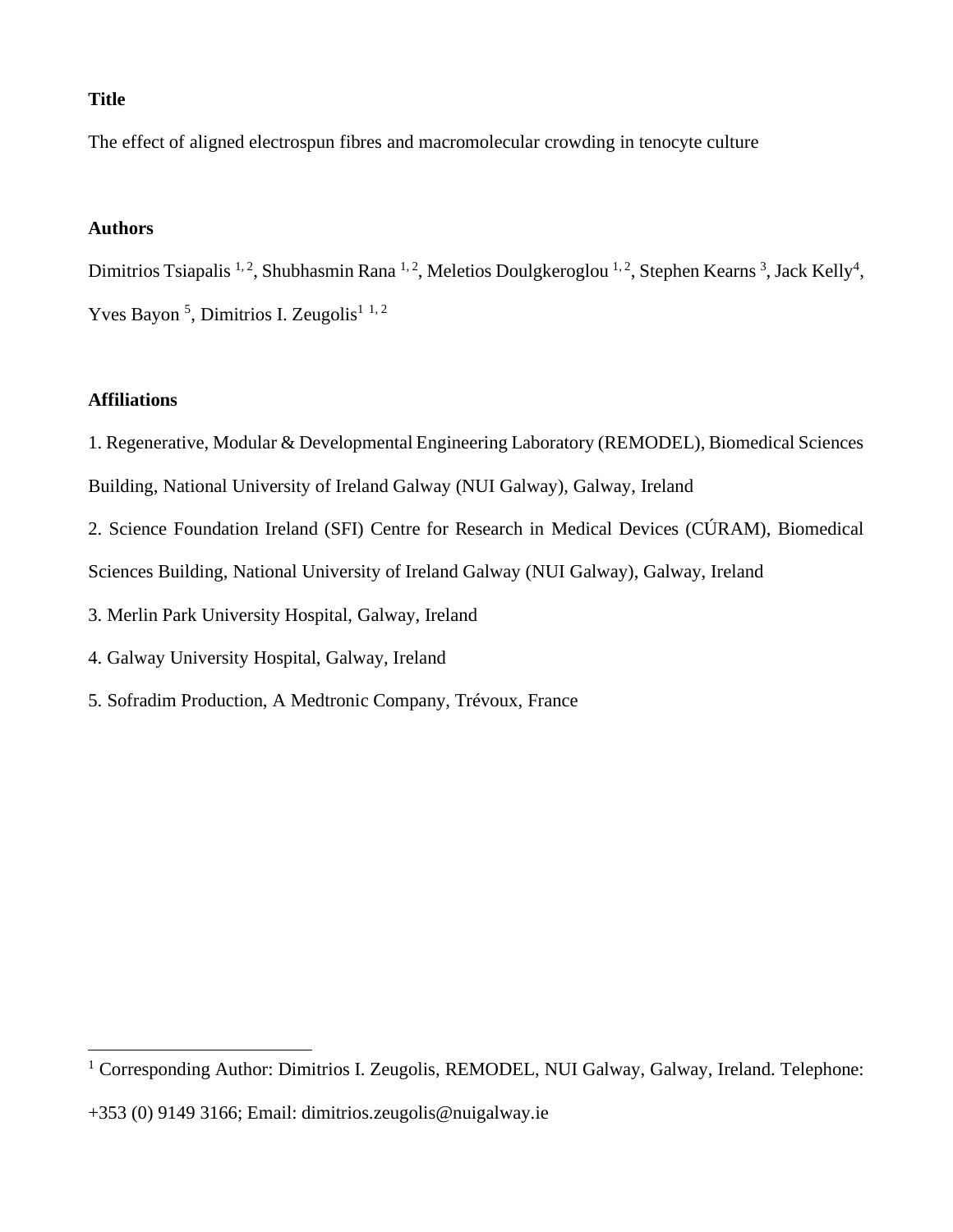**Title**

The effect of aligned electrospun fibres and macromolecular crowding in tenocyte culture

**Authors**

Dimitrios Tsiapalis [1, 2], Shubhasmin Rana [1, 2], Meletios Doulgkeroglou [1, 2], Stephen Kearns [3], Jack Kelly[4], Yves Bayon [5], Dimitrios I. Zeugolis[1] [1, 2]

**Affiliations**

1. Regenerative, Modular & Developmental Engineering Laboratory (REMODEL), Biomedical Sciences Building, National University of Ireland Galway (NUI Galway), Galway, Ireland

2. Science Foundation Ireland (SFI) Centre for Research in Medical Devices (CÚRAM), Biomedical Sciences Building, National University of Ireland Galway (NUI Galway), Galway, Ireland

3. Merlin Park University Hospital, Galway, Ireland

4. Galway University Hospital, Galway, Ireland

5. Sofradim Production, A Medtronic Company, Trévoux, France

---

[1] Corresponding Author: Dimitrios I. Zeugolis, REMODEL, NUI Galway, Galway, Ireland. Telephone: +353 (0) 9149 3166; Email: dimitrios.zeugolis@nuigalway.ie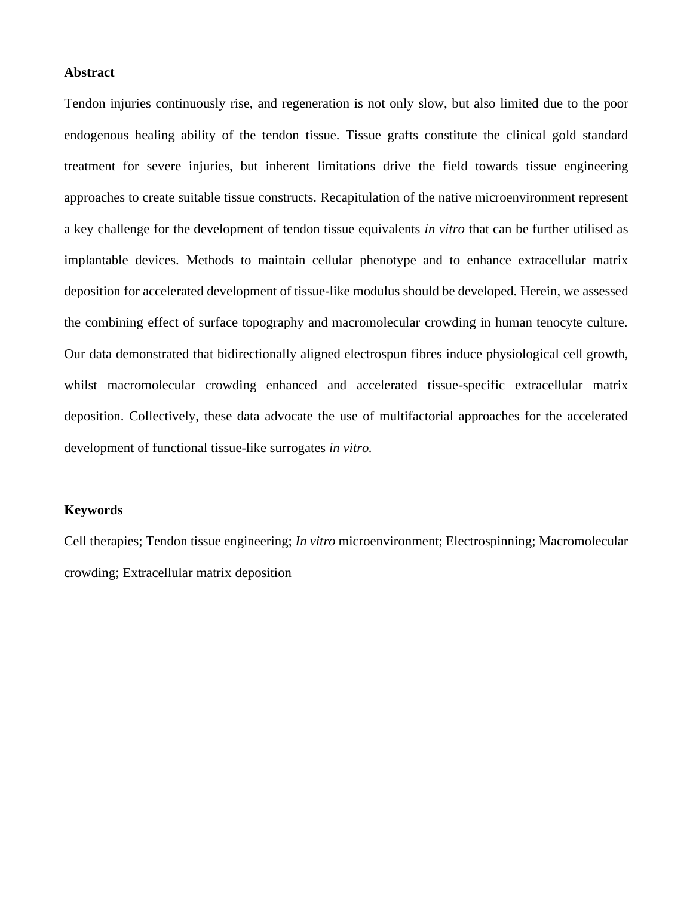## Abstract

Tendon injuries continuously rise, and regeneration is not only slow, but also limited due to the poor endogenous healing ability of the tendon tissue. Tissue grafts constitute the clinical gold standard treatment for severe injuries, but inherent limitations drive the field towards tissue engineering approaches to create suitable tissue constructs. Recapitulation of the native microenvironment represent a key challenge for the development of tendon tissue equivalents *in vitro* that can be further utilised as implantable devices. Methods to maintain cellular phenotype and to enhance extracellular matrix deposition for accelerated development of tissue-like modulus should be developed. Herein, we assessed the combining effect of surface topography and macromolecular crowding in human tenocyte culture. Our data demonstrated that bidirectionally aligned electrospun fibres induce physiological cell growth, whilst macromolecular crowding enhanced and accelerated tissue-specific extracellular matrix deposition. Collectively, these data advocate the use of multifactorial approaches for the accelerated development of functional tissue-like surrogates *in vitro.*

## Keywords

Cell therapies; Tendon tissue engineering; *In vitro* microenvironment; Electrospinning; Macromolecular crowding; Extracellular matrix deposition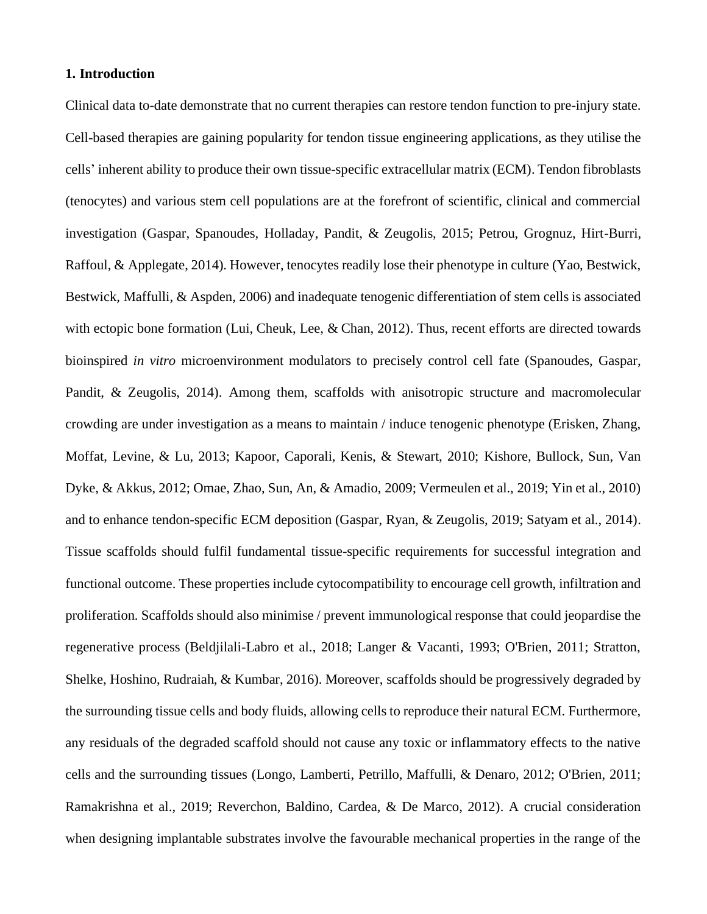## 1. Introduction

Clinical data to-date demonstrate that no current therapies can restore tendon function to pre-injury state. Cell-based therapies are gaining popularity for tendon tissue engineering applications, as they utilise the cells' inherent ability to produce their own tissue-specific extracellular matrix (ECM). Tendon fibroblasts (tenocytes) and various stem cell populations are at the forefront of scientific, clinical and commercial investigation (Gaspar, Spanoudes, Holladay, Pandit, & Zeugolis, 2015; Petrou, Grognuz, Hirt-Burri, Raffoul, & Applegate, 2014). However, tenocytes readily lose their phenotype in culture (Yao, Bestwick, Bestwick, Maffulli, & Aspden, 2006) and inadequate tenogenic differentiation of stem cells is associated with ectopic bone formation (Lui, Cheuk, Lee, & Chan, 2012). Thus, recent efforts are directed towards bioinspired *in vitro* microenvironment modulators to precisely control cell fate (Spanoudes, Gaspar, Pandit, & Zeugolis, 2014). Among them, scaffolds with anisotropic structure and macromolecular crowding are under investigation as a means to maintain / induce tenogenic phenotype (Erisken, Zhang, Moffat, Levine, & Lu, 2013; Kapoor, Caporali, Kenis, & Stewart, 2010; Kishore, Bullock, Sun, Van Dyke, & Akkus, 2012; Omae, Zhao, Sun, An, & Amadio, 2009; Vermeulen et al., 2019; Yin et al., 2010) and to enhance tendon-specific ECM deposition (Gaspar, Ryan, & Zeugolis, 2019; Satyam et al., 2014). Tissue scaffolds should fulfil fundamental tissue-specific requirements for successful integration and functional outcome. These properties include cytocompatibility to encourage cell growth, infiltration and proliferation. Scaffolds should also minimise / prevent immunological response that could jeopardise the regenerative process (Beldjilali-Labro et al., 2018; Langer & Vacanti, 1993; O'Brien, 2011; Stratton, Shelke, Hoshino, Rudraiah, & Kumbar, 2016). Moreover, scaffolds should be progressively degraded by the surrounding tissue cells and body fluids, allowing cells to reproduce their natural ECM. Furthermore, any residuals of the degraded scaffold should not cause any toxic or inflammatory effects to the native cells and the surrounding tissues (Longo, Lamberti, Petrillo, Maffulli, & Denaro, 2012; O'Brien, 2011; Ramakrishna et al., 2019; Reverchon, Baldino, Cardea, & De Marco, 2012). A crucial consideration when designing implantable substrates involve the favourable mechanical properties in the range of the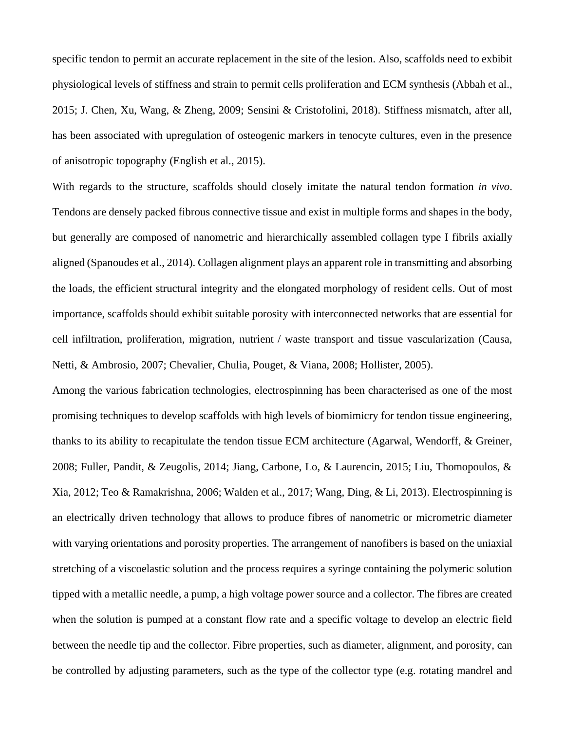specific tendon to permit an accurate replacement in the site of the lesion. Also, scaffolds need to exhibit physiological levels of stiffness and strain to permit cells proliferation and ECM synthesis (Abbah et al., 2015; J. Chen, Xu, Wang, & Zheng, 2009; Sensini & Cristofolini, 2018). Stiffness mismatch, after all, has been associated with upregulation of osteogenic markers in tenocyte cultures, even in the presence of anisotropic topography (English et al., 2015).

With regards to the structure, scaffolds should closely imitate the natural tendon formation *in vivo*. Tendons are densely packed fibrous connective tissue and exist in multiple forms and shapes in the body, but generally are composed of nanometric and hierarchically assembled collagen type I fibrils axially aligned (Spanoudes et al., 2014). Collagen alignment plays an apparent role in transmitting and absorbing the loads, the efficient structural integrity and the elongated morphology of resident cells. Out of most importance, scaffolds should exhibit suitable porosity with interconnected networks that are essential for cell infiltration, proliferation, migration, nutrient / waste transport and tissue vascularization (Causa, Netti, & Ambrosio, 2007; Chevalier, Chulia, Pouget, & Viana, 2008; Hollister, 2005).

Among the various fabrication technologies, electrospinning has been characterised as one of the most promising techniques to develop scaffolds with high levels of biomimicry for tendon tissue engineering, thanks to its ability to recapitulate the tendon tissue ECM architecture (Agarwal, Wendorff, & Greiner, 2008; Fuller, Pandit, & Zeugolis, 2014; Jiang, Carbone, Lo, & Laurencin, 2015; Liu, Thomopoulos, & Xia, 2012; Teo & Ramakrishna, 2006; Walden et al., 2017; Wang, Ding, & Li, 2013). Electrospinning is an electrically driven technology that allows to produce fibres of nanometric or micrometric diameter with varying orientations and porosity properties. The arrangement of nanofibers is based on the uniaxial stretching of a viscoelastic solution and the process requires a syringe containing the polymeric solution tipped with a metallic needle, a pump, a high voltage power source and a collector. The fibres are created when the solution is pumped at a constant flow rate and a specific voltage to develop an electric field between the needle tip and the collector. Fibre properties, such as diameter, alignment, and porosity, can be controlled by adjusting parameters, such as the type of the collector type (e.g. rotating mandrel and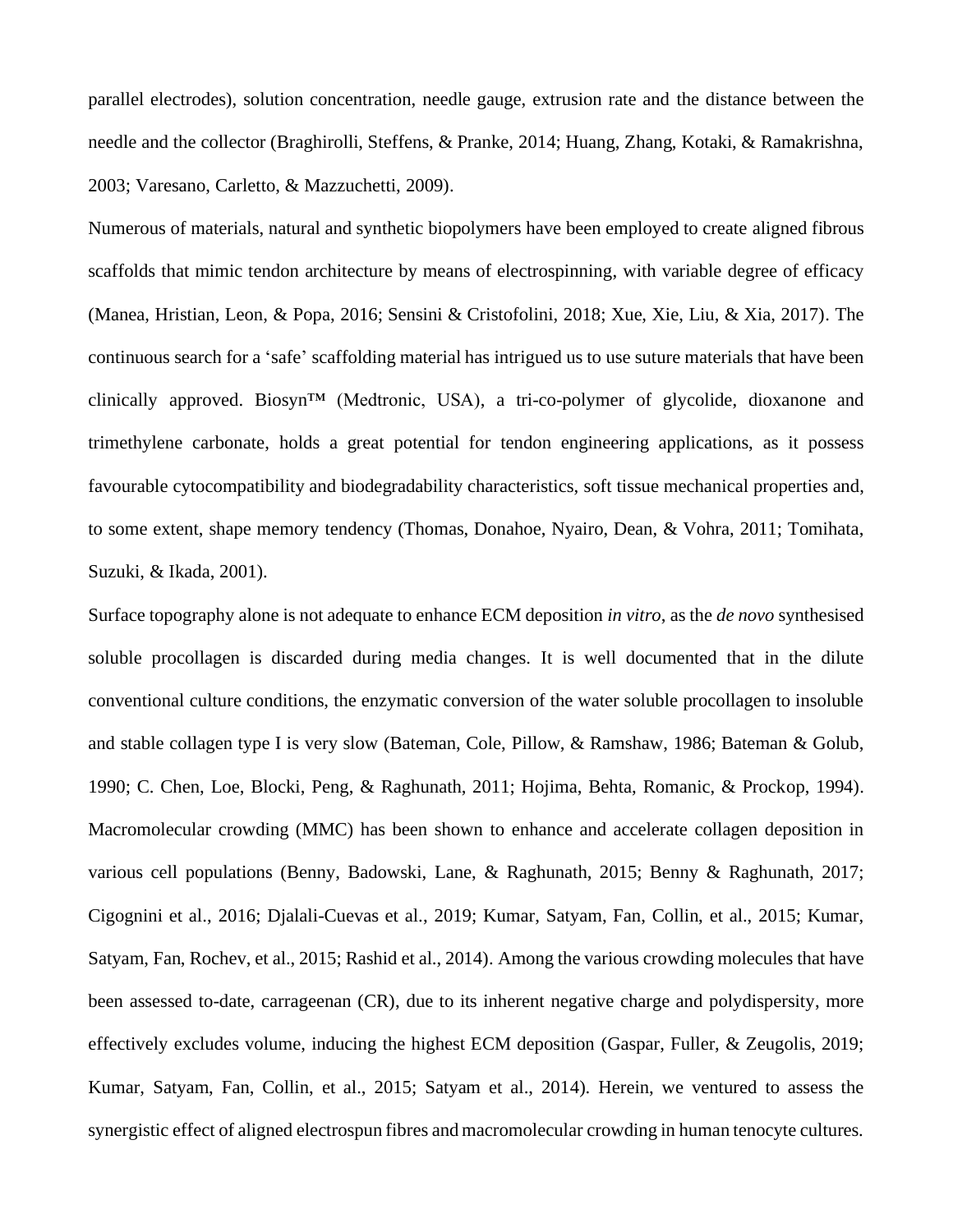parallel electrodes), solution concentration, needle gauge, extrusion rate and the distance between the needle and the collector (Braghirolli, Steffens, & Pranke, 2014; Huang, Zhang, Kotaki, & Ramakrishna, 2003; Varesano, Carletto, & Mazzuchetti, 2009).

Numerous of materials, natural and synthetic biopolymers have been employed to create aligned fibrous scaffolds that mimic tendon architecture by means of electrospinning, with variable degree of efficacy (Manea, Hristian, Leon, & Popa, 2016; Sensini & Cristofolini, 2018; Xue, Xie, Liu, & Xia, 2017). The continuous search for a 'safe' scaffolding material has intrigued us to use suture materials that have been clinically approved. Biosyn™ (Medtronic, USA), a tri-co-polymer of glycolide, dioxanone and trimethylene carbonate, holds a great potential for tendon engineering applications, as it possess favourable cytocompatibility and biodegradability characteristics, soft tissue mechanical properties and, to some extent, shape memory tendency (Thomas, Donahoe, Nyairo, Dean, & Vohra, 2011; Tomihata, Suzuki, & Ikada, 2001).

Surface topography alone is not adequate to enhance ECM deposition *in vitro*, as the *de novo* synthesised soluble procollagen is discarded during media changes. It is well documented that in the dilute conventional culture conditions, the enzymatic conversion of the water soluble procollagen to insoluble and stable collagen type I is very slow (Bateman, Cole, Pillow, & Ramshaw, 1986; Bateman & Golub, 1990; C. Chen, Loe, Blocki, Peng, & Raghunath, 2011; Hojima, Behta, Romanic, & Prockop, 1994). Macromolecular crowding (MMC) has been shown to enhance and accelerate collagen deposition in various cell populations (Benny, Badowski, Lane, & Raghunath, 2015; Benny & Raghunath, 2017; Cigognini et al., 2016; Djalali-Cuevas et al., 2019; Kumar, Satyam, Fan, Collin, et al., 2015; Kumar, Satyam, Fan, Rochev, et al., 2015; Rashid et al., 2014). Among the various crowding molecules that have been assessed to-date, carrageenan (CR), due to its inherent negative charge and polydispersity, more effectively excludes volume, inducing the highest ECM deposition (Gaspar, Fuller, & Zeugolis, 2019; Kumar, Satyam, Fan, Collin, et al., 2015; Satyam et al., 2014). Herein, we ventured to assess the synergistic effect of aligned electrospun fibres and macromolecular crowding in human tenocyte cultures.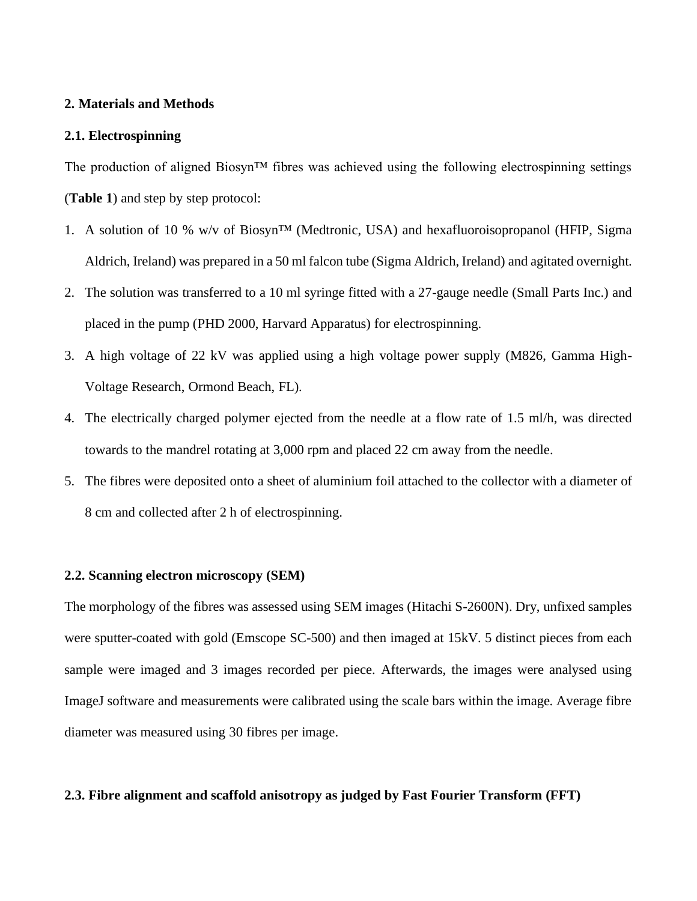## 2. Materials and Methods

### 2.1. Electrospinning

The production of aligned Biosyn™ fibres was achieved using the following electrospinning settings (**Table 1**) and step by step protocol:

1. A solution of 10 % w/v of Biosyn™ (Medtronic, USA) and hexafluoroisopropanol (HFIP, Sigma Aldrich, Ireland) was prepared in a 50 ml falcon tube (Sigma Aldrich, Ireland) and agitated overnight.
2. The solution was transferred to a 10 ml syringe fitted with a 27-gauge needle (Small Parts Inc.) and placed in the pump (PHD 2000, Harvard Apparatus) for electrospinning.
3. A high voltage of 22 kV was applied using a high voltage power supply (M826, Gamma High-Voltage Research, Ormond Beach, FL).
4. The electrically charged polymer ejected from the needle at a flow rate of 1.5 ml/h, was directed towards to the mandrel rotating at 3,000 rpm and placed 22 cm away from the needle.
5. The fibres were deposited onto a sheet of aluminium foil attached to the collector with a diameter of 8 cm and collected after 2 h of electrospinning.

### 2.2. Scanning electron microscopy (SEM)

The morphology of the fibres was assessed using SEM images (Hitachi S-2600N). Dry, unfixed samples were sputter-coated with gold (Emscope SC-500) and then imaged at 15kV. 5 distinct pieces from each sample were imaged and 3 images recorded per piece. Afterwards, the images were analysed using ImageJ software and measurements were calibrated using the scale bars within the image. Average fibre diameter was measured using 30 fibres per image.

### 2.3. Fibre alignment and scaffold anisotropy as judged by Fast Fourier Transform (FFT)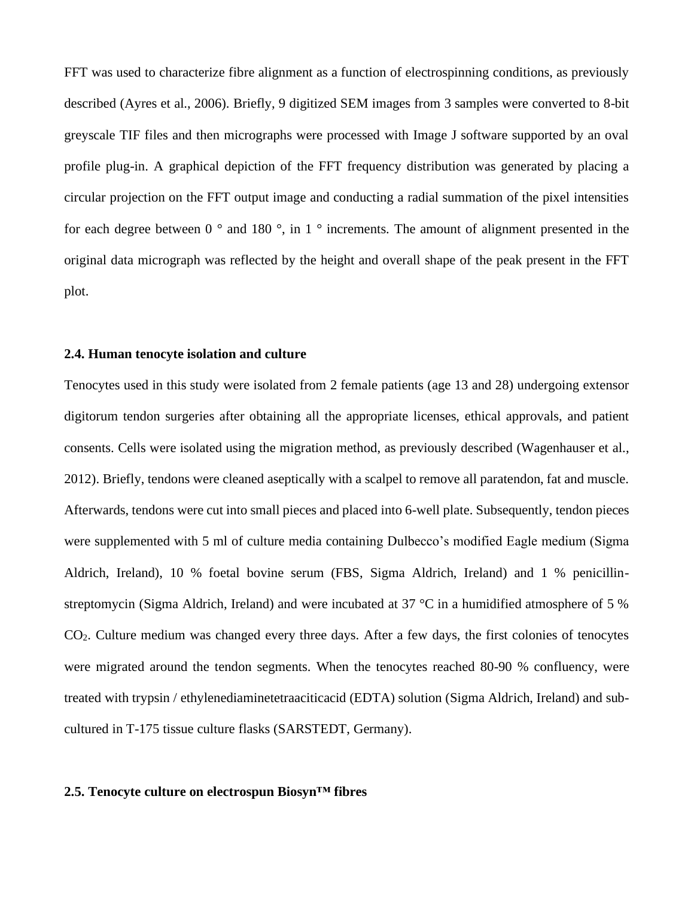FFT was used to characterize fibre alignment as a function of electrospinning conditions, as previously described (Ayres et al., 2006). Briefly, 9 digitized SEM images from 3 samples were converted to 8-bit greyscale TIF files and then micrographs were processed with Image J software supported by an oval profile plug-in. A graphical depiction of the FFT frequency distribution was generated by placing a circular projection on the FFT output image and conducting a radial summation of the pixel intensities for each degree between 0 ° and 180 °, in 1 ° increments. The amount of alignment presented in the original data micrograph was reflected by the height and overall shape of the peak present in the FFT plot.

### 2.4. Human tenocyte isolation and culture

Tenocytes used in this study were isolated from 2 female patients (age 13 and 28) undergoing extensor digitorum tendon surgeries after obtaining all the appropriate licenses, ethical approvals, and patient consents. Cells were isolated using the migration method, as previously described (Wagenhauser et al., 2012). Briefly, tendons were cleaned aseptically with a scalpel to remove all paratendon, fat and muscle. Afterwards, tendons were cut into small pieces and placed into 6-well plate. Subsequently, tendon pieces were supplemented with 5 ml of culture media containing Dulbecco's modified Eagle medium (Sigma Aldrich, Ireland), 10 % foetal bovine serum (FBS, Sigma Aldrich, Ireland) and 1 % penicillin-streptomycin (Sigma Aldrich, Ireland) and were incubated at 37 °C in a humidified atmosphere of 5 % $CO_2$. Culture medium was changed every three days. After a few days, the first colonies of tenocytes were migrated around the tendon segments. When the tenocytes reached 80-90 % confluency, were treated with trypsin / ethylenediaminetetraaciticacid (EDTA) solution (Sigma Aldrich, Ireland) and sub-cultured in T-175 tissue culture flasks (SARSTEDT, Germany).

### 2.5. Tenocyte culture on electrospun Biosyn™ fibres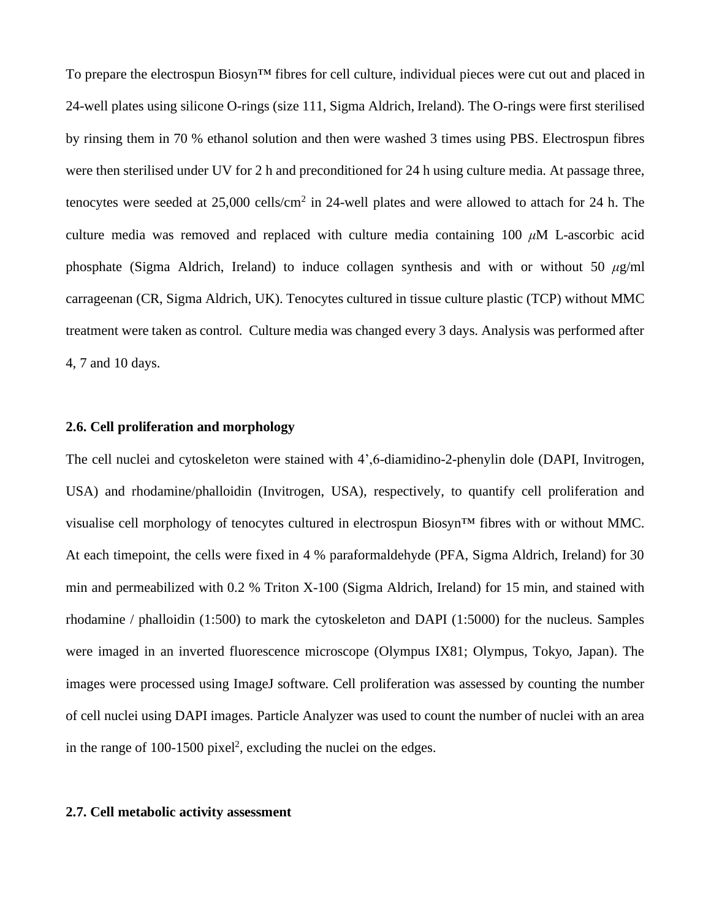To prepare the electrospun Biosyn™ fibres for cell culture, individual pieces were cut out and placed in 24-well plates using silicone O-rings (size 111, Sigma Aldrich, Ireland). The O-rings were first sterilised by rinsing them in 70 % ethanol solution and then were washed 3 times using PBS. Electrospun fibres were then sterilised under UV for 2 h and preconditioned for 24 h using culture media. At passage three, tenocytes were seeded at 25,000 cells/cm$^2$ in 24-well plates and were allowed to attach for 24 h. The culture media was removed and replaced with culture media containing 100 $\mu$M L-ascorbic acid phosphate (Sigma Aldrich, Ireland) to induce collagen synthesis and with or without 50 $\mu$g/ml carrageenan (CR, Sigma Aldrich, UK). Tenocytes cultured in tissue culture plastic (TCP) without MMC treatment were taken as control. Culture media was changed every 3 days. Analysis was performed after 4, 7 and 10 days.

### 2.6. Cell proliferation and morphology

The cell nuclei and cytoskeleton were stained with 4',6-diamidino-2-phenylin dole (DAPI, Invitrogen, USA) and rhodamine/phalloidin (Invitrogen, USA), respectively, to quantify cell proliferation and visualise cell morphology of tenocytes cultured in electrospun Biosyn™ fibres with or without MMC. At each timepoint, the cells were fixed in 4 % paraformaldehyde (PFA, Sigma Aldrich, Ireland) for 30 min and permeabilized with 0.2 % Triton X-100 (Sigma Aldrich, Ireland) for 15 min, and stained with rhodamine / phalloidin (1:500) to mark the cytoskeleton and DAPI (1:5000) for the nucleus. Samples were imaged in an inverted fluorescence microscope (Olympus IX81; Olympus, Tokyo, Japan). The images were processed using ImageJ software. Cell proliferation was assessed by counting the number of cell nuclei using DAPI images. Particle Analyzer was used to count the number of nuclei with an area in the range of 100-1500 pixel$^2$, excluding the nuclei on the edges.

### 2.7. Cell metabolic activity assessment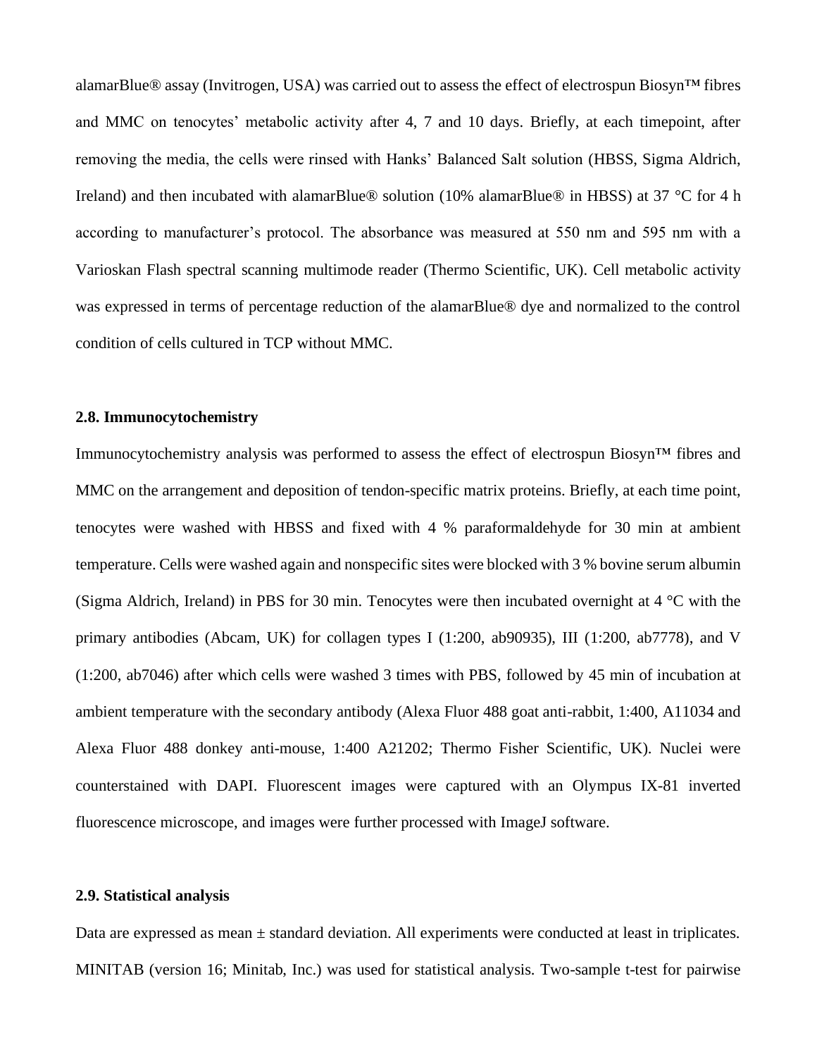alamarBlue® assay (Invitrogen, USA) was carried out to assess the effect of electrospun Biosyn™ fibres and MMC on tenocytes' metabolic activity after 4, 7 and 10 days. Briefly, at each timepoint, after removing the media, the cells were rinsed with Hanks' Balanced Salt solution (HBSS, Sigma Aldrich, Ireland) and then incubated with alamarBlue® solution (10% alamarBlue® in HBSS) at 37 °C for 4 h according to manufacturer's protocol. The absorbance was measured at 550 nm and 595 nm with a Varioskan Flash spectral scanning multimode reader (Thermo Scientific, UK). Cell metabolic activity was expressed in terms of percentage reduction of the alamarBlue® dye and normalized to the control condition of cells cultured in TCP without MMC.

### 2.8. Immunocytochemistry

Immunocytochemistry analysis was performed to assess the effect of electrospun Biosyn™ fibres and MMC on the arrangement and deposition of tendon-specific matrix proteins. Briefly, at each time point, tenocytes were washed with HBSS and fixed with 4 % paraformaldehyde for 30 min at ambient temperature. Cells were washed again and nonspecific sites were blocked with 3 % bovine serum albumin (Sigma Aldrich, Ireland) in PBS for 30 min. Tenocytes were then incubated overnight at 4 °C with the primary antibodies (Abcam, UK) for collagen types I (1:200, ab90935), III (1:200, ab7778), and V (1:200, ab7046) after which cells were washed 3 times with PBS, followed by 45 min of incubation at ambient temperature with the secondary antibody (Alexa Fluor 488 goat anti-rabbit, 1:400, A11034 and Alexa Fluor 488 donkey anti-mouse, 1:400 A21202; Thermo Fisher Scientific, UK). Nuclei were counterstained with DAPI. Fluorescent images were captured with an Olympus IX-81 inverted fluorescence microscope, and images were further processed with ImageJ software.

### 2.9. Statistical analysis

Data are expressed as mean ± standard deviation. All experiments were conducted at least in triplicates. MINITAB (version 16; Minitab, Inc.) was used for statistical analysis. Two-sample t-test for pairwise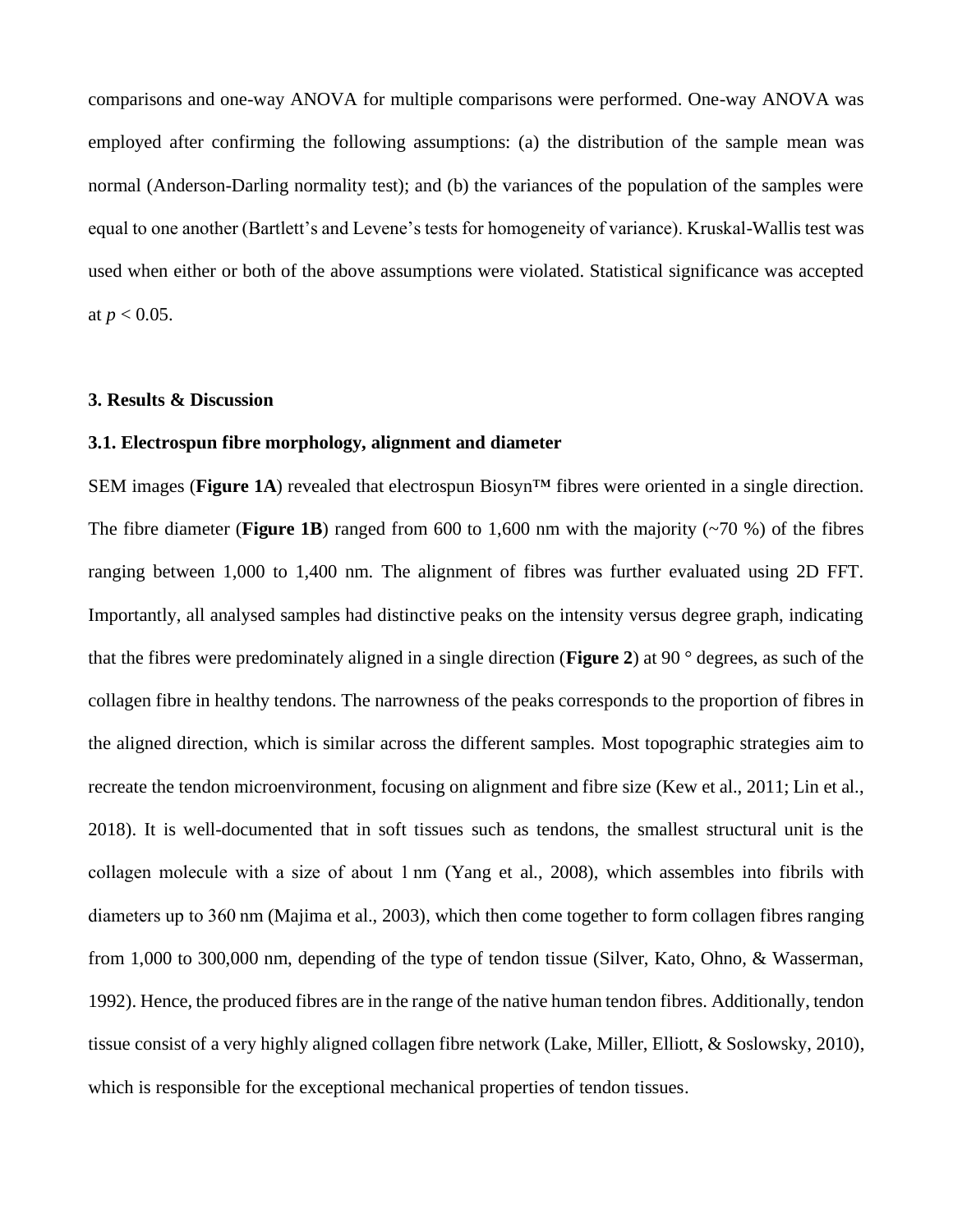comparisons and one-way ANOVA for multiple comparisons were performed. One-way ANOVA was employed after confirming the following assumptions: (a) the distribution of the sample mean was normal (Anderson-Darling normality test); and (b) the variances of the population of the samples were equal to one another (Bartlett's and Levene's tests for homogeneity of variance). Kruskal-Wallis test was used when either or both of the above assumptions were violated. Statistical significance was accepted at $p < 0.05$.

## 3. Results & Discussion

### 3.1. Electrospun fibre morphology, alignment and diameter

SEM images (**Figure 1A**) revealed that electrospun Biosyn™ fibres were oriented in a single direction. The fibre diameter (**Figure 1B**) ranged from 600 to 1,600 nm with the majority (~70 %) of the fibres ranging between 1,000 to 1,400 nm. The alignment of fibres was further evaluated using 2D FFT. Importantly, all analysed samples had distinctive peaks on the intensity versus degree graph, indicating that the fibres were predominately aligned in a single direction (**Figure 2**) at 90 ° degrees, as such of the collagen fibre in healthy tendons. The narrowness of the peaks corresponds to the proportion of fibres in the aligned direction, which is similar across the different samples. Most topographic strategies aim to recreate the tendon microenvironment, focusing on alignment and fibre size (Kew et al., 2011; Lin et al., 2018). It is well-documented that in soft tissues such as tendons, the smallest structural unit is the collagen molecule with a size of about 1 nm (Yang et al., 2008), which assembles into fibrils with diameters up to 360 nm (Majima et al., 2003), which then come together to form collagen fibres ranging from 1,000 to 300,000 nm, depending of the type of tendon tissue (Silver, Kato, Ohno, & Wasserman, 1992). Hence, the produced fibres are in the range of the native human tendon fibres. Additionally, tendon tissue consist of a very highly aligned collagen fibre network (Lake, Miller, Elliott, & Soslowsky, 2010), which is responsible for the exceptional mechanical properties of tendon tissues.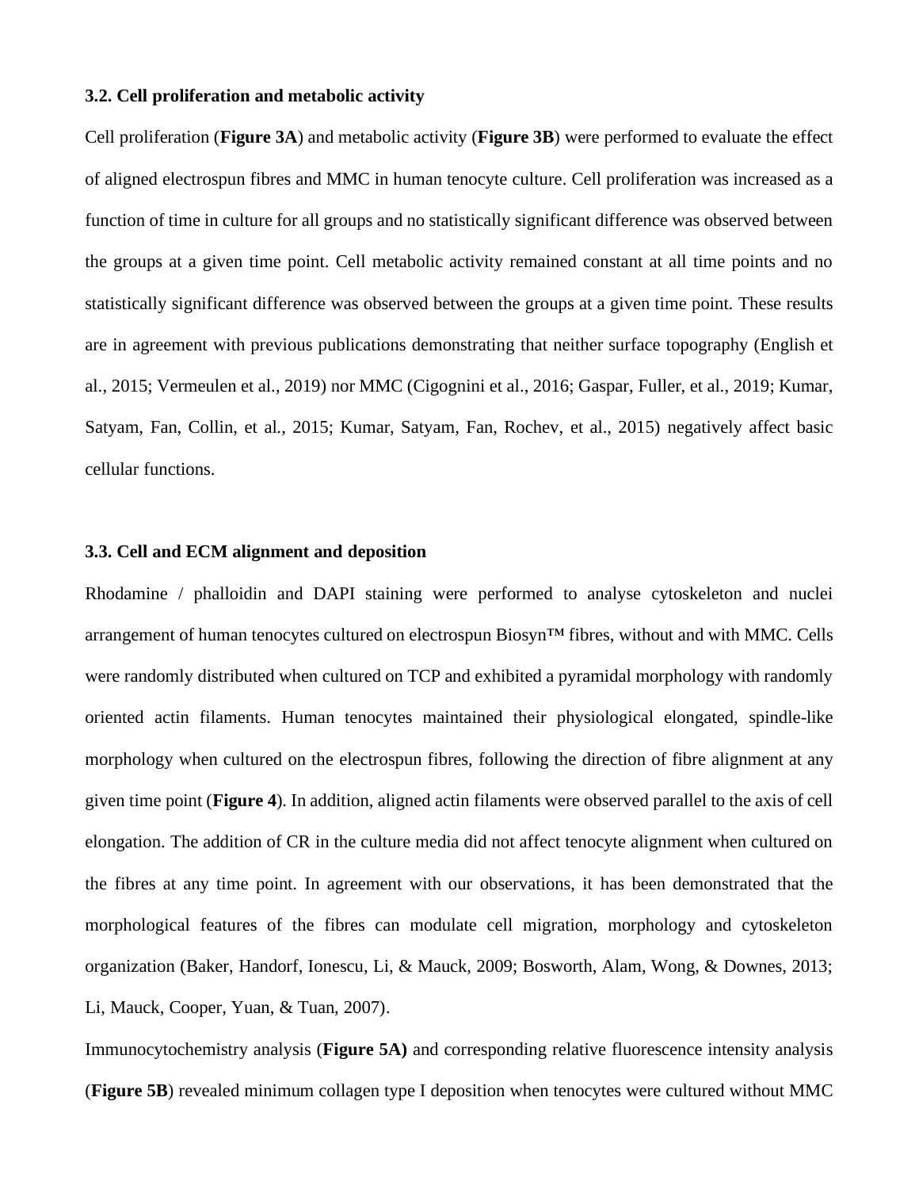### 3.2. Cell proliferation and metabolic activity

Cell proliferation (**Figure 3A**) and metabolic activity (**Figure 3B**) were performed to evaluate the effect of aligned electrospun fibres and MMC in human tenocyte culture. Cell proliferation was increased as a function of time in culture for all groups and no statistically significant difference was observed between the groups at a given time point. Cell metabolic activity remained constant at all time points and no statistically significant difference was observed between the groups at a given time point. These results are in agreement with previous publications demonstrating that neither surface topography (English et al., 2015; Vermeulen et al., 2019) nor MMC (Cigognini et al., 2016; Gaspar, Fuller, et al., 2019; Kumar, Satyam, Fan, Collin, et al., 2015; Kumar, Satyam, Fan, Rochev, et al., 2015) negatively affect basic cellular functions.

### 3.3. Cell and ECM alignment and deposition

Rhodamine / phalloidin and DAPI staining were performed to analyse cytoskeleton and nuclei arrangement of human tenocytes cultured on electrospun Biosyn™ fibres, without and with MMC. Cells were randomly distributed when cultured on TCP and exhibited a pyramidal morphology with randomly oriented actin filaments. Human tenocytes maintained their physiological elongated, spindle-like morphology when cultured on the electrospun fibres, following the direction of fibre alignment at any given time point (**Figure 4**). In addition, aligned actin filaments were observed parallel to the axis of cell elongation. The addition of CR in the culture media did not affect tenocyte alignment when cultured on the fibres at any time point. In agreement with our observations, it has been demonstrated that the morphological features of the fibres can modulate cell migration, morphology and cytoskeleton organization (Baker, Handorf, Ionescu, Li, & Mauck, 2009; Bosworth, Alam, Wong, & Downes, 2013; Li, Mauck, Cooper, Yuan, & Tuan, 2007).

Immunocytochemistry analysis (**Figure 5A)** and corresponding relative fluorescence intensity analysis (**Figure 5B**) revealed minimum collagen type I deposition when tenocytes were cultured without MMC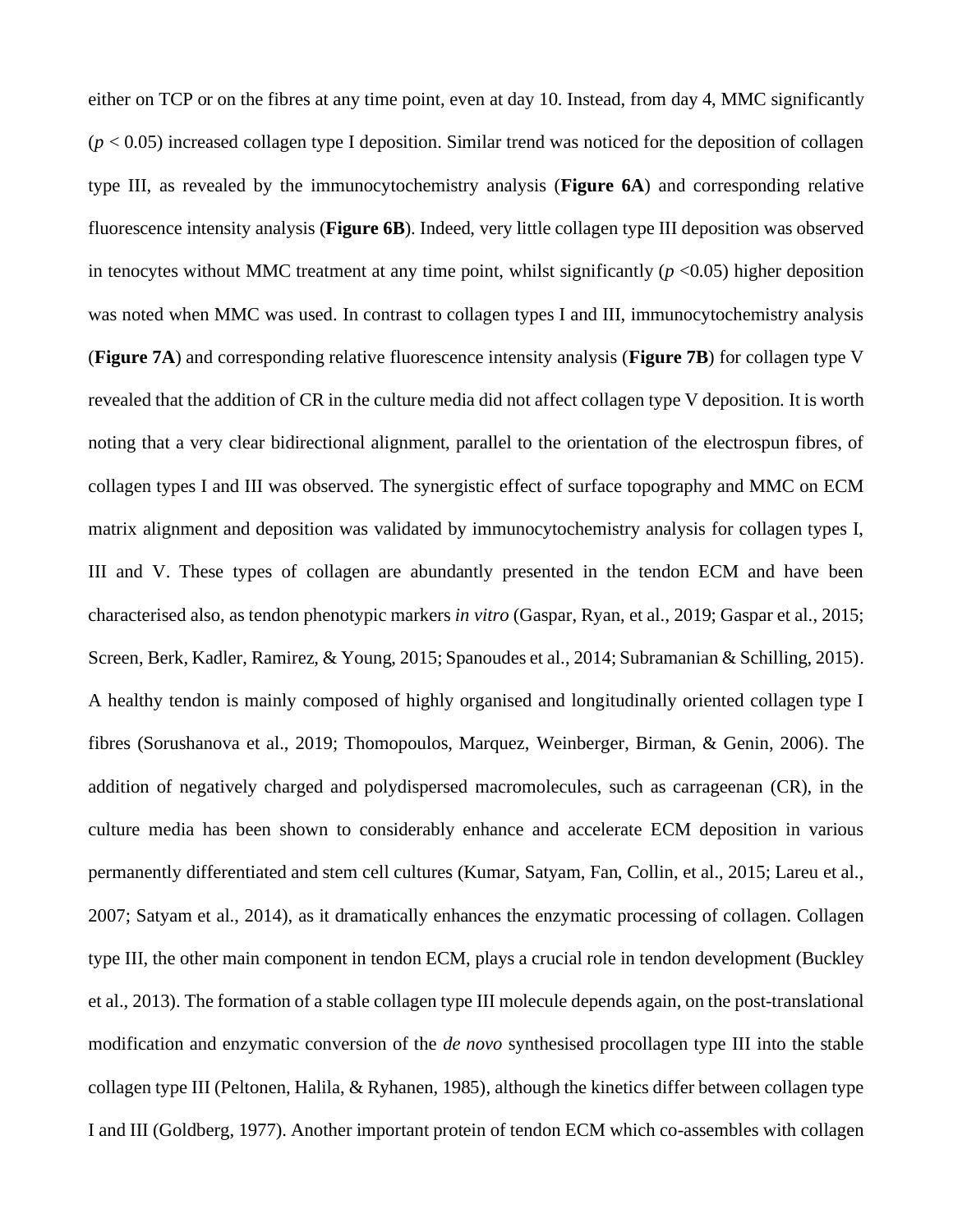either on TCP or on the fibres at any time point, even at day 10. Instead, from day 4, MMC significantly ($p < 0.05$) increased collagen type I deposition. Similar trend was noticed for the deposition of collagen type III, as revealed by the immunocytochemistry analysis (**Figure 6A**) and corresponding relative fluorescence intensity analysis (**Figure 6B**). Indeed, very little collagen type III deposition was observed in tenocytes without MMC treatment at any time point, whilst significantly ($p$ <0.05) higher deposition was noted when MMC was used. In contrast to collagen types I and III, immunocytochemistry analysis (**Figure 7A**) and corresponding relative fluorescence intensity analysis (**Figure 7B**) for collagen type V revealed that the addition of CR in the culture media did not affect collagen type V deposition. It is worth noting that a very clear bidirectional alignment, parallel to the orientation of the electrospun fibres, of collagen types I and III was observed. The synergistic effect of surface topography and MMC on ECM matrix alignment and deposition was validated by immunocytochemistry analysis for collagen types I, III and V. These types of collagen are abundantly presented in the tendon ECM and have been characterised also, as tendon phenotypic markers *in vitro* (Gaspar, Ryan, et al., 2019; Gaspar et al., 2015; Screen, Berk, Kadler, Ramirez, & Young, 2015; Spanoudes et al., 2014; Subramanian & Schilling, 2015). A healthy tendon is mainly composed of highly organised and longitudinally oriented collagen type I fibres (Sorushanova et al., 2019; Thomopoulos, Marquez, Weinberger, Birman, & Genin, 2006). The addition of negatively charged and polydispersed macromolecules, such as carrageenan (CR), in the culture media has been shown to considerably enhance and accelerate ECM deposition in various permanently differentiated and stem cell cultures (Kumar, Satyam, Fan, Collin, et al., 2015; Lareu et al., 2007; Satyam et al., 2014), as it dramatically enhances the enzymatic processing of collagen. Collagen type III, the other main component in tendon ECM, plays a crucial role in tendon development (Buckley et al., 2013). The formation of a stable collagen type III molecule depends again, on the post-translational modification and enzymatic conversion of the *de novo* synthesised procollagen type III into the stable collagen type III (Peltonen, Halila, & Ryhanen, 1985), although the kinetics differ between collagen type I and III (Goldberg, 1977). Another important protein of tendon ECM which co-assembles with collagen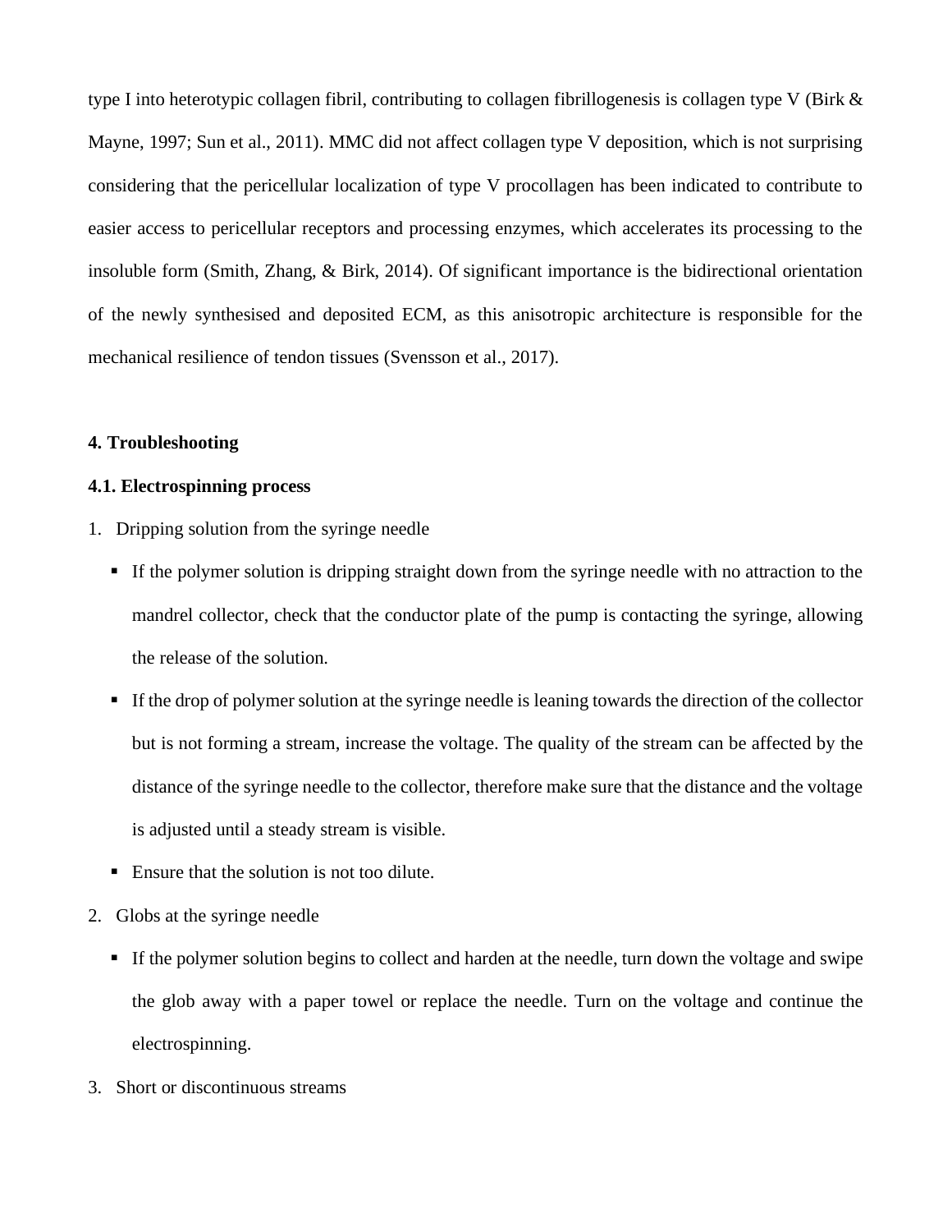type I into heterotypic collagen fibril, contributing to collagen fibrillogenesis is collagen type V (Birk & Mayne, 1997; Sun et al., 2011). MMC did not affect collagen type V deposition, which is not surprising considering that the pericellular localization of type V procollagen has been indicated to contribute to easier access to pericellular receptors and processing enzymes, which accelerates its processing to the insoluble form (Smith, Zhang, & Birk, 2014). Of significant importance is the bidirectional orientation of the newly synthesised and deposited ECM, as this anisotropic architecture is responsible for the mechanical resilience of tendon tissues (Svensson et al., 2017).

## 4. Troubleshooting

### 4.1. Electrospinning process

1. Dripping solution from the syringe needle
   - If the polymer solution is dripping straight down from the syringe needle with no attraction to the mandrel collector, check that the conductor plate of the pump is contacting the syringe, allowing the release of the solution.
   - If the drop of polymer solution at the syringe needle is leaning towards the direction of the collector but is not forming a stream, increase the voltage. The quality of the stream can be affected by the distance of the syringe needle to the collector, therefore make sure that the distance and the voltage is adjusted until a steady stream is visible.
   - Ensure that the solution is not too dilute.
2. Globs at the syringe needle
   - If the polymer solution begins to collect and harden at the needle, turn down the voltage and swipe the glob away with a paper towel or replace the needle. Turn on the voltage and continue the electrospinning.
3. Short or discontinuous streams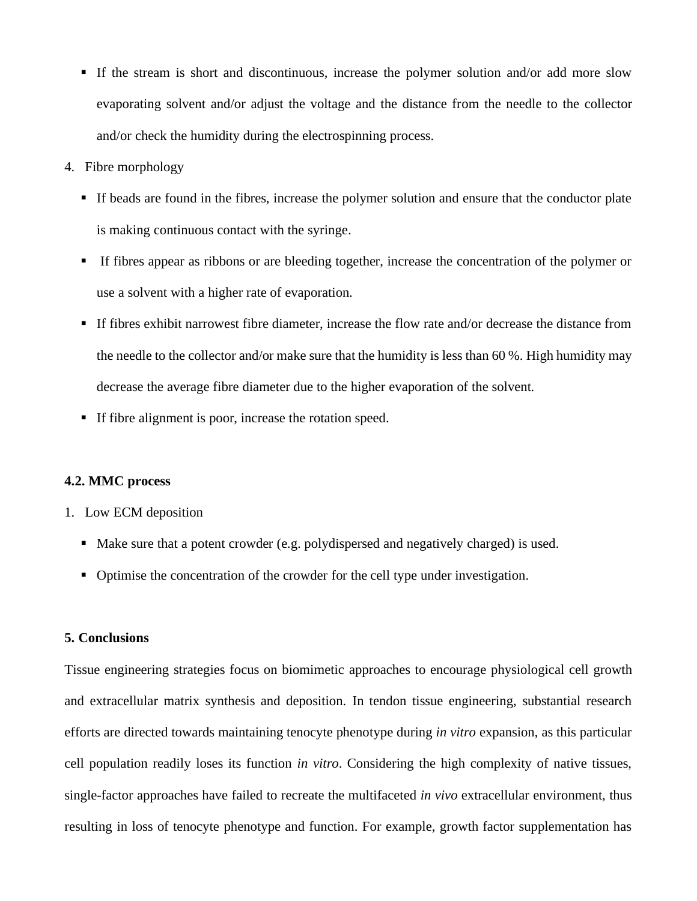- If the stream is short and discontinuous, increase the polymer solution and/or add more slow evaporating solvent and/or adjust the voltage and the distance from the needle to the collector and/or check the humidity during the electrospinning process.

4. Fibre morphology
   - If beads are found in the fibres, increase the polymer solution and ensure that the conductor plate is making continuous contact with the syringe.
   - If fibres appear as ribbons or are bleeding together, increase the concentration of the polymer or use a solvent with a higher rate of evaporation.
   - If fibres exhibit narrowest fibre diameter, increase the flow rate and/or decrease the distance from the needle to the collector and/or make sure that the humidity is less than 60 %. High humidity may decrease the average fibre diameter due to the higher evaporation of the solvent.
   - If fibre alignment is poor, increase the rotation speed.

**4.2. MMC process**

1. Low ECM deposition
   - Make sure that a potent crowder (e.g. polydispersed and negatively charged) is used.
   - Optimise the concentration of the crowder for the cell type under investigation.

**5. Conclusions**

Tissue engineering strategies focus on biomimetic approaches to encourage physiological cell growth and extracellular matrix synthesis and deposition. In tendon tissue engineering, substantial research efforts are directed towards maintaining tenocyte phenotype during *in vitro* expansion, as this particular cell population readily loses its function *in vitro*. Considering the high complexity of native tissues, single-factor approaches have failed to recreate the multifaceted *in vivo* extracellular environment, thus resulting in loss of tenocyte phenotype and function. For example, growth factor supplementation has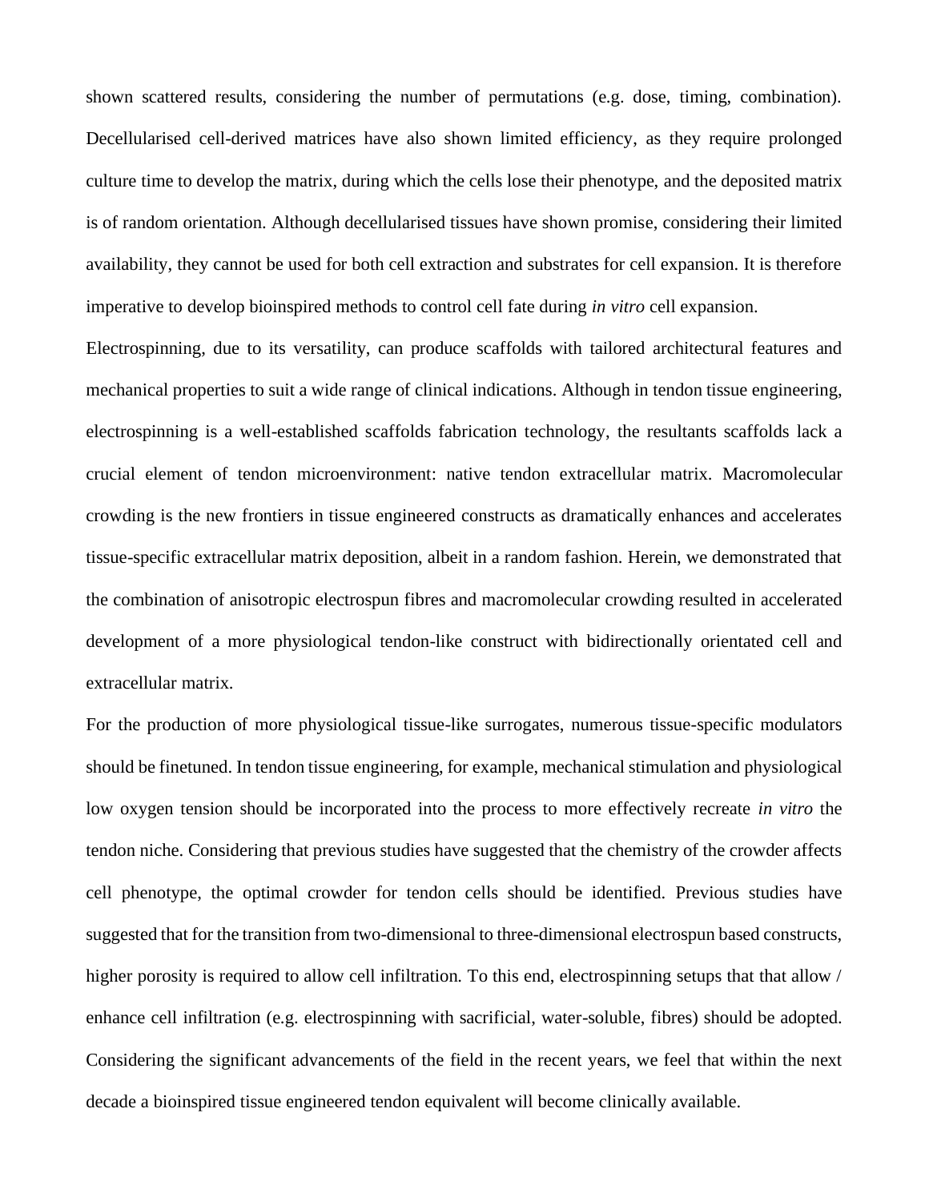shown scattered results, considering the number of permutations (e.g. dose, timing, combination). Decellularised cell-derived matrices have also shown limited efficiency, as they require prolonged culture time to develop the matrix, during which the cells lose their phenotype, and the deposited matrix is of random orientation. Although decellularised tissues have shown promise, considering their limited availability, they cannot be used for both cell extraction and substrates for cell expansion. It is therefore imperative to develop bioinspired methods to control cell fate during *in vitro* cell expansion.

Electrospinning, due to its versatility, can produce scaffolds with tailored architectural features and mechanical properties to suit a wide range of clinical indications. Although in tendon tissue engineering, electrospinning is a well-established scaffolds fabrication technology, the resultants scaffolds lack a crucial element of tendon microenvironment: native tendon extracellular matrix. Macromolecular crowding is the new frontiers in tissue engineered constructs as dramatically enhances and accelerates tissue-specific extracellular matrix deposition, albeit in a random fashion. Herein, we demonstrated that the combination of anisotropic electrospun fibres and macromolecular crowding resulted in accelerated development of a more physiological tendon-like construct with bidirectionally orientated cell and extracellular matrix.

For the production of more physiological tissue-like surrogates, numerous tissue-specific modulators should be finetuned. In tendon tissue engineering, for example, mechanical stimulation and physiological low oxygen tension should be incorporated into the process to more effectively recreate *in vitro* the tendon niche. Considering that previous studies have suggested that the chemistry of the crowder affects cell phenotype, the optimal crowder for tendon cells should be identified. Previous studies have suggested that for the transition from two-dimensional to three-dimensional electrospun based constructs, higher porosity is required to allow cell infiltration. To this end, electrospinning setups that that allow / enhance cell infiltration (e.g. electrospinning with sacrificial, water-soluble, fibres) should be adopted. Considering the significant advancements of the field in the recent years, we feel that within the next decade a bioinspired tissue engineered tendon equivalent will become clinically available.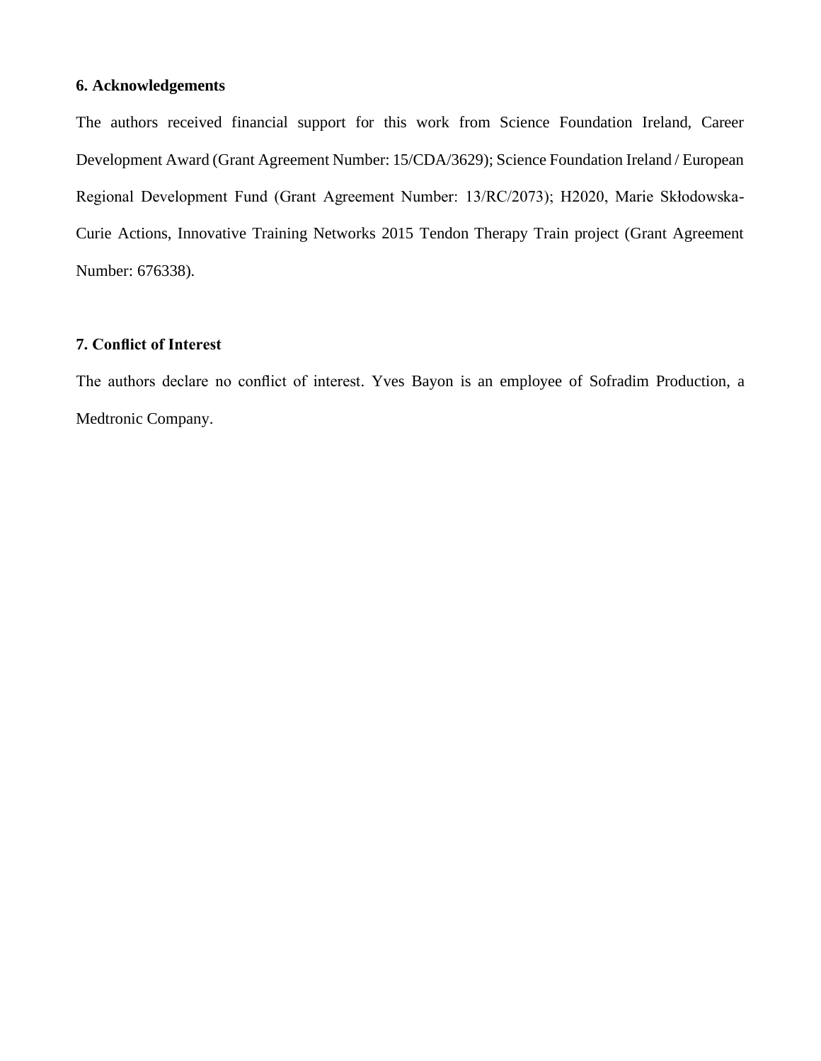## 6. Acknowledgements

The authors received financial support for this work from Science Foundation Ireland, Career Development Award (Grant Agreement Number: 15/CDA/3629); Science Foundation Ireland / European Regional Development Fund (Grant Agreement Number: 13/RC/2073); H2020, Marie Skłodowska-Curie Actions, Innovative Training Networks 2015 Tendon Therapy Train project (Grant Agreement Number: 676338).

## 7. Conflict of Interest

The authors declare no conflict of interest. Yves Bayon is an employee of Sofradim Production, a Medtronic Company.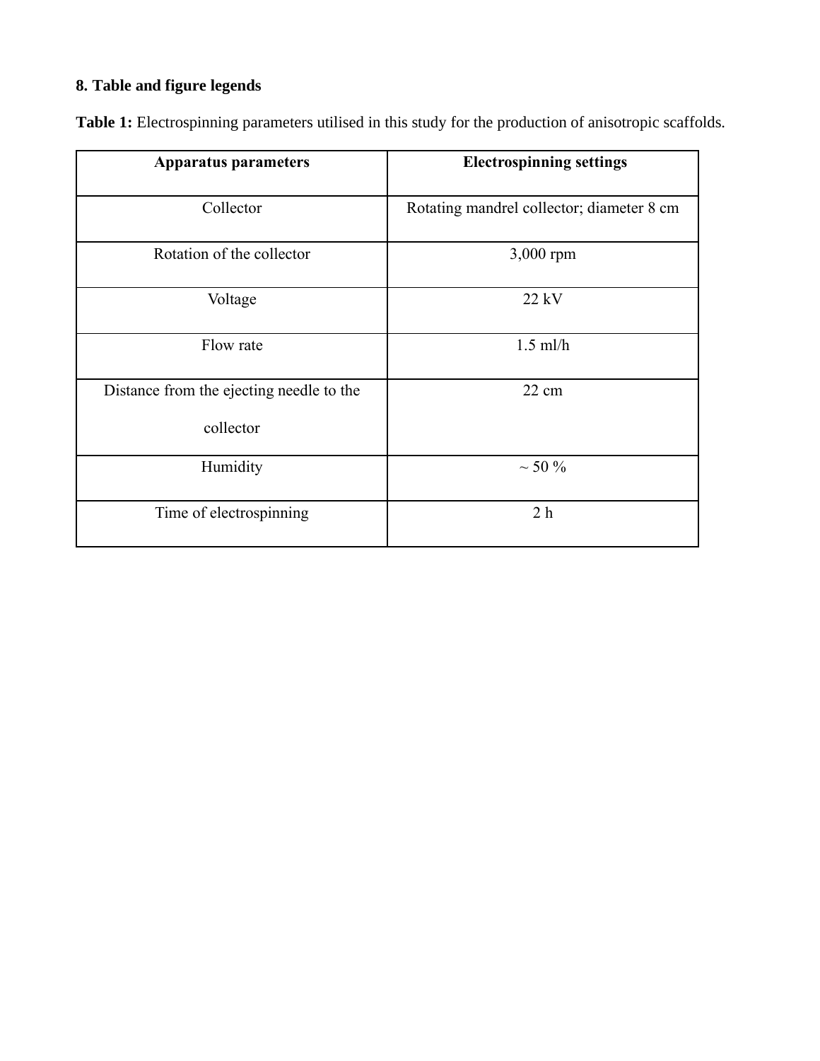## 8. Table and figure legends

**Table 1:** Electrospinning parameters utilised in this study for the production of anisotropic scaffolds.

| **Apparatus parameters** | **Electrospinning settings** |
|---|---|
| Collector | Rotating mandrel collector; diameter 8 cm |
| Rotation of the collector | 3,000 rpm |
| Voltage | 22 kV |
| Flow rate | 1.5 ml/h |
| Distance from the ejecting needle to the collector | 22 cm |
| Humidity | ~ 50 % |
| Time of electrospinning | 2 h |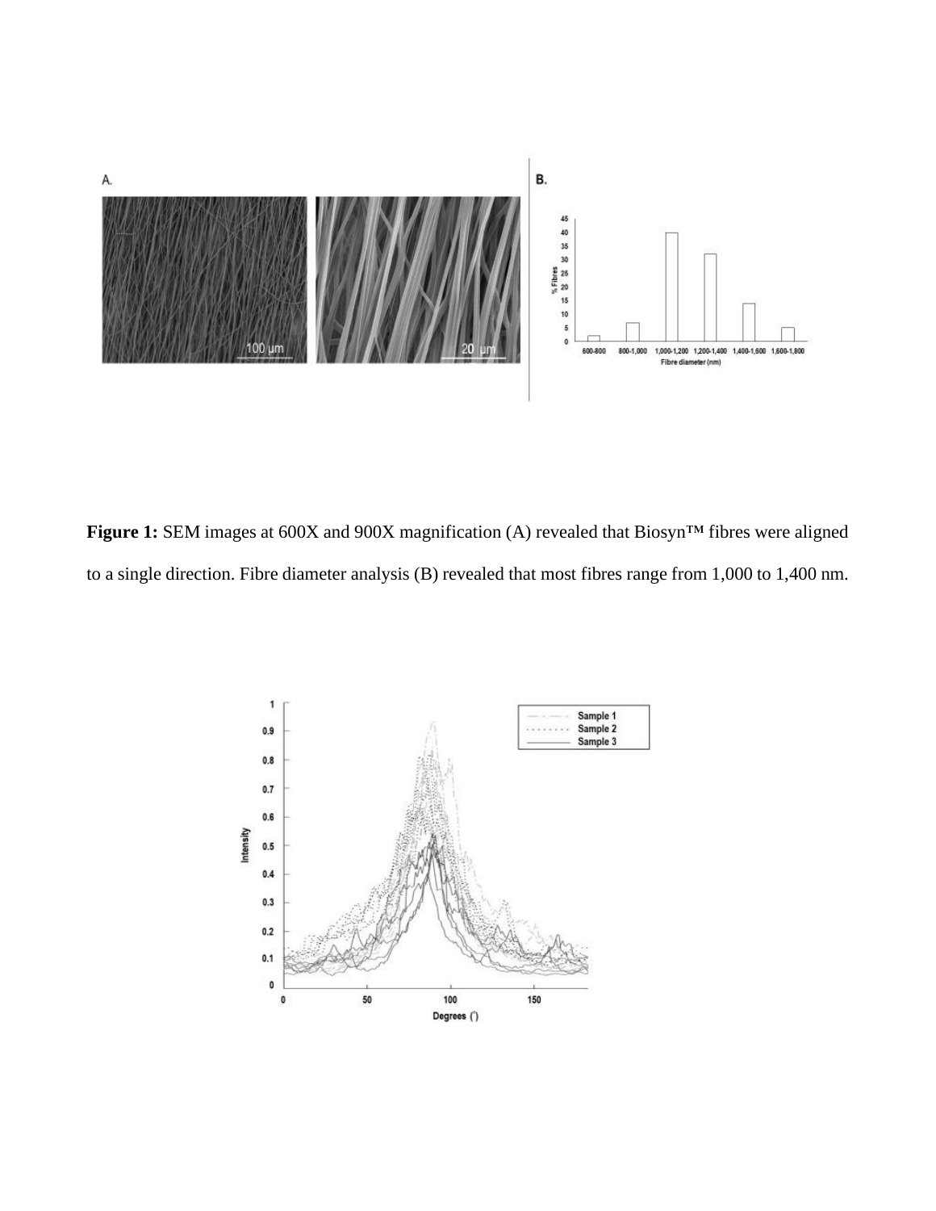A.

100 µm

20 µm

B.

45
40
35
30
25
20
15
10
5
0

% Fibres

600-800 800-1,000 1,000-1,200 1,200-1,400 1,400-1,600 1,600-1,800

Fibre diameter (nm)

**Figure 1:** SEM images at 600X and 900X magnification (A) revealed that Biosyn™ fibres were aligned to a single direction. Fibre diameter analysis (B) revealed that most fibres range from 1,000 to 1,400 nm.

1
0.9
0.8
0.7
0.6
0.5
0.4
0.3
0.2
0.1
0

Intensity

0 50 100 150

Degrees (°)

Sample 1
Sample 2
Sample 3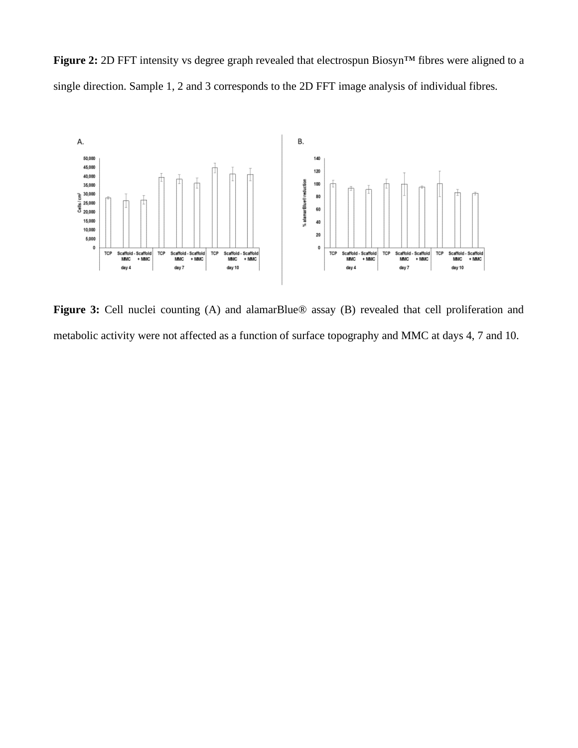**Figure 2:** 2D FFT intensity vs degree graph revealed that electrospun Biosyn™ fibres were aligned to a single direction. Sample 1, 2 and 3 corresponds to the 2D FFT image analysis of individual fibres.

A.

Cells / cm²

50,000
45,000
40,000
35,000
30,000
25,000
20,000
15,000
10,000
5,000
0

TCP Scaffold - MMC Scaffold + MMC TCP Scaffold - MMC Scaffold + MMC TCP Scaffold - MMC Scaffold + MMC

day 4 day 7 day 10

B.

% alamarBlue® reduction

140
120
100
80
60
40
20
0

TCP Scaffold - MMC Scaffold + MMC TCP Scaffold - MMC Scaffold + MMC TCP Scaffold - MMC Scaffold + MMC

day 4 day 7 day 10

**Figure 3:** Cell nuclei counting (A) and alamarBlue® assay (B) revealed that cell proliferation and metabolic activity were not affected as a function of surface topography and MMC at days 4, 7 and 10.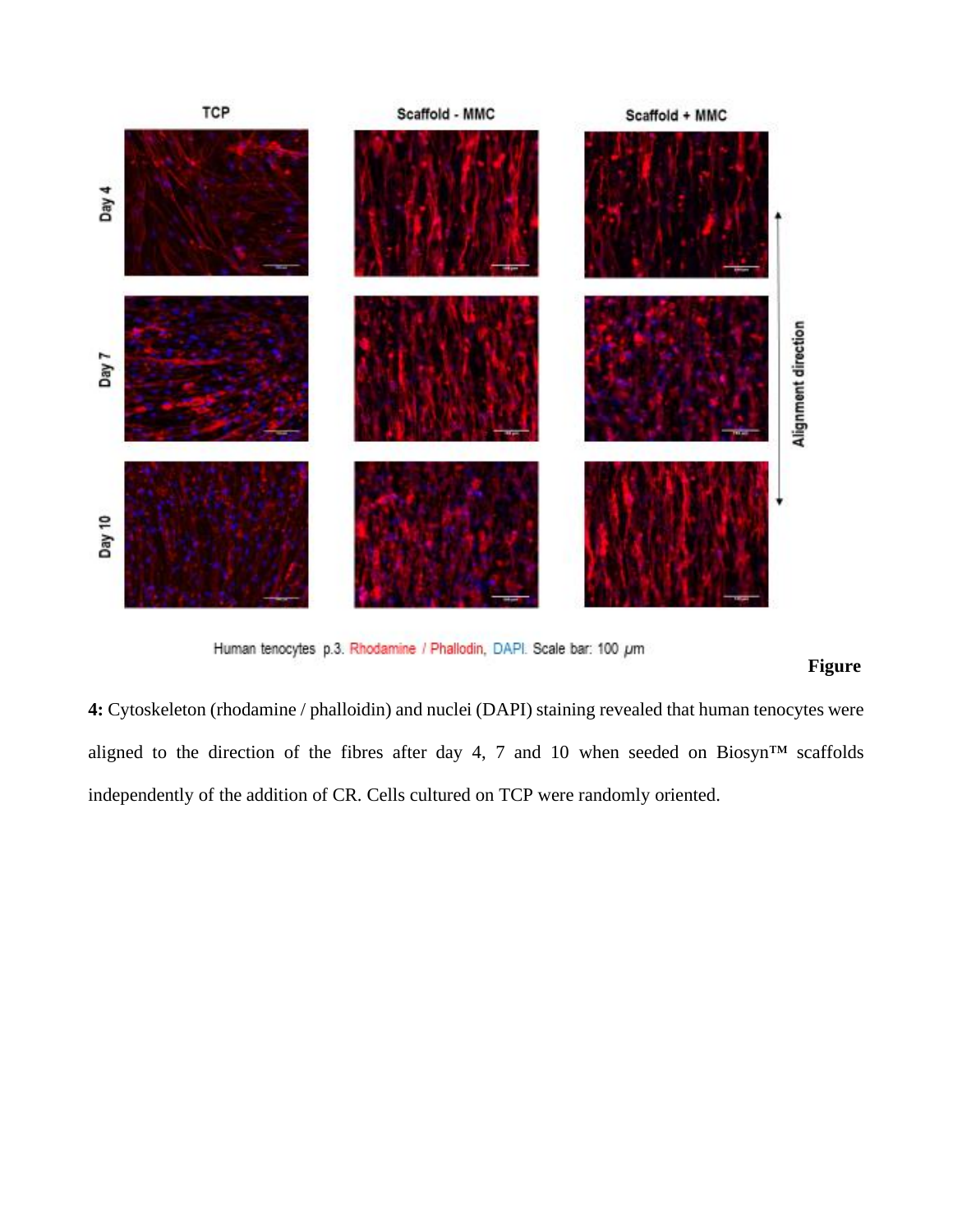TCP

Scaffold - MMC

Scaffold + MMC

Day 4

Day 7

Day 10

Alignment direction

Human tenocytes p.3. Rhodamine / Phallodin, DAPI. Scale bar: 100 μm

**Figure 4:** Cytoskeleton (rhodamine / phalloidin) and nuclei (DAPI) staining revealed that human tenocytes were aligned to the direction of the fibres after day 4, 7 and 10 when seeded on Biosyn™ scaffolds independently of the addition of CR. Cells cultured on TCP were randomly oriented.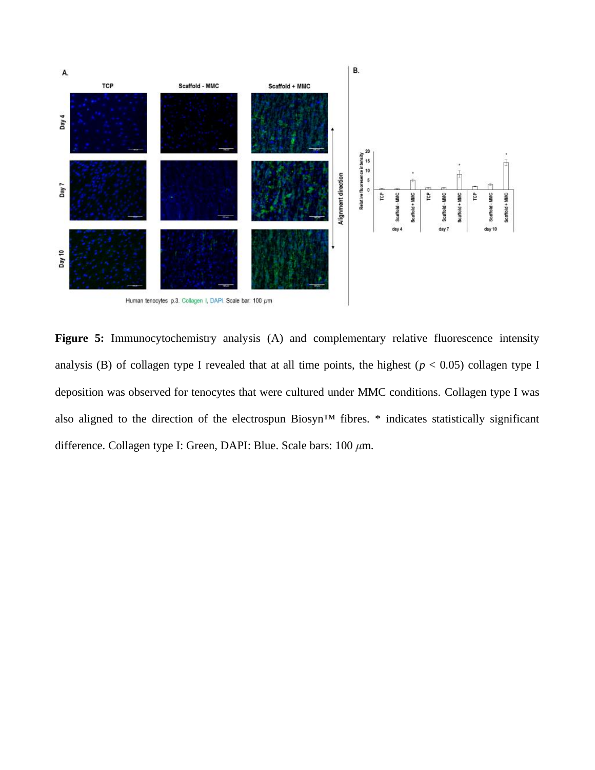A.

TCP

Scaffold - MMC

Scaffold + MMC

Day 4

Day 7

Day 10

Alignment direction

Human tenocytes p.3. Collagen I, DAPI. Scale bar: 100 $\mu$m

B.

Relative fluorescence intensity

20

15

10

5

0

TCP

Scaffold - MMC

Scaffold + MMC

day 4

day 7

day 10

**Figure 5:** Immunocytochemistry analysis (A) and complementary relative fluorescence intensity analysis (B) of collagen type I revealed that at all time points, the highest ($p < 0.05$) collagen type I deposition was observed for tenocytes that were cultured under MMC conditions. Collagen type I was also aligned to the direction of the electrospun Biosyn™ fibres. * indicates statistically significant difference. Collagen type I: Green, DAPI: Blue. Scale bars: 100 $\mu$m.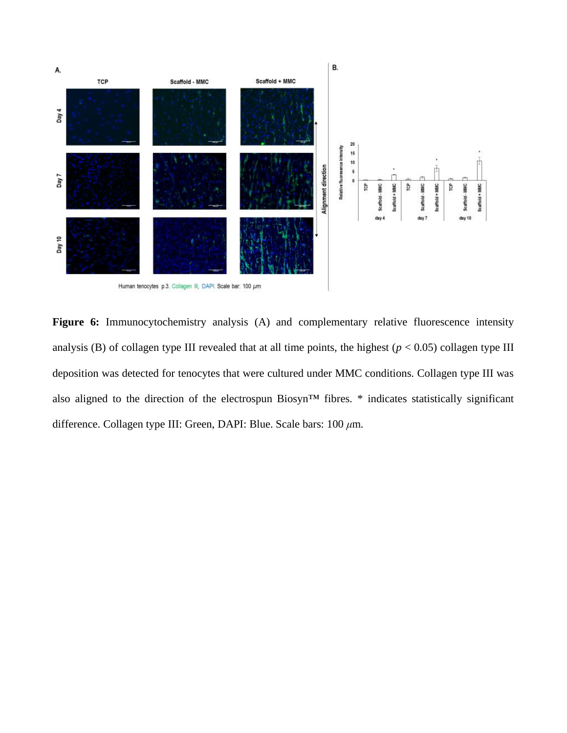A.

TCP

Scaffold - MMC

Scaffold + MMC

Day 4

Day 7

Day 10

Alignment direction

Human tenocytes p.3, Collagen III, DAPI. Scale bar: 100 μm

B.

Relative fluorescence intensity

20

15

10

5

0

TCP

Scaffold - MMC

Scaffold + MMC

day 4

TCP

Scaffold - MMC

Scaffold + MMC

day 7

TCP

Scaffold - MMC

Scaffold + MMC

day 10

**Figure 6:** Immunocytochemistry analysis (A) and complementary relative fluorescence intensity analysis (B) of collagen type III revealed that at all time points, the highest ($p < 0.05$) collagen type III deposition was detected for tenocytes that were cultured under MMC conditions. Collagen type III was also aligned to the direction of the electrospun Biosyn™ fibres. * indicates statistically significant difference. Collagen type III: Green, DAPI: Blue. Scale bars: 100 $\mu$m.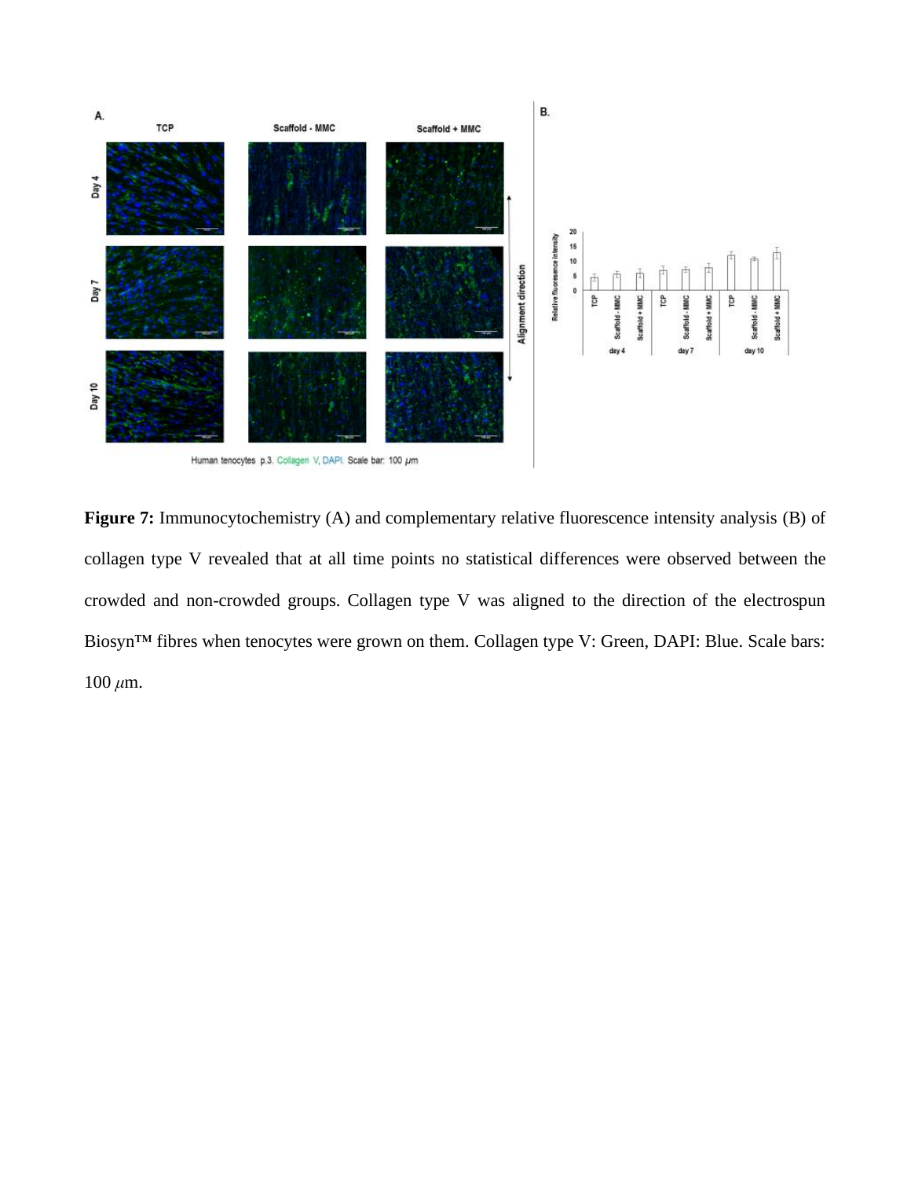A.

TCP

Scaffold - MMC

Scaffold + MMC

Day 4

Day 7

Day 10

Alignment direction

Human tenocytes p.3. Collagen V, DAPI. Scale bar: 100 $\mu$m

B.

Relative fluorescence intensity

20

15

10

5

0

TCP

Scaffold - MMC

Scaffold + MMC

TCP

Scaffold - MMC

Scaffold + MMC

TCP

Scaffold - MMC

Scaffold + MMC

day 4

day 7

day 10

**Figure 7:** Immunocytochemistry (A) and complementary relative fluorescence intensity analysis (B) of collagen type V revealed that at all time points no statistical differences were observed between the crowded and non-crowded groups. Collagen type V was aligned to the direction of the electrospun Biosyn™ fibres when tenocytes were grown on them. Collagen type V: Green, DAPI: Blue. Scale bars: 100 $\mu$m.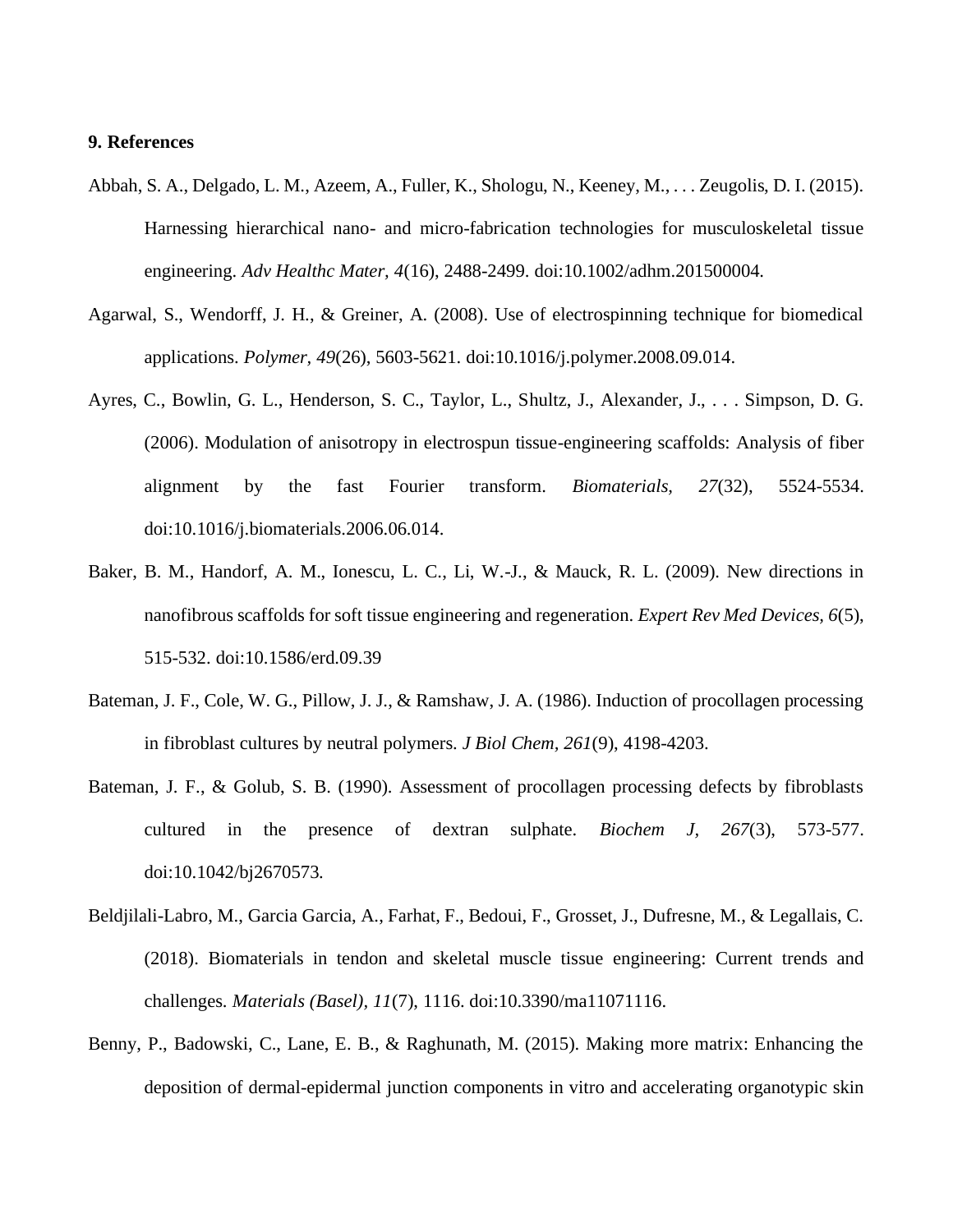**9. References**

Abbah, S. A., Delgado, L. M., Azeem, A., Fuller, K., Shologu, N., Keeney, M., . . . Zeugolis, D. I. (2015). Harnessing hierarchical nano- and micro-fabrication technologies for musculoskeletal tissue engineering. *Adv Healthc Mater, 4*(16), 2488-2499. doi:10.1002/adhm.201500004.

Agarwal, S., Wendorff, J. H., & Greiner, A. (2008). Use of electrospinning technique for biomedical applications. *Polymer, 49*(26), 5603-5621. doi:10.1016/j.polymer.2008.09.014.

Ayres, C., Bowlin, G. L., Henderson, S. C., Taylor, L., Shultz, J., Alexander, J., . . . Simpson, D. G. (2006). Modulation of anisotropy in electrospun tissue-engineering scaffolds: Analysis of fiber alignment by the fast Fourier transform. *Biomaterials, 27*(32), 5524-5534. doi:10.1016/j.biomaterials.2006.06.014.

Baker, B. M., Handorf, A. M., Ionescu, L. C., Li, W.-J., & Mauck, R. L. (2009). New directions in nanofibrous scaffolds for soft tissue engineering and regeneration. *Expert Rev Med Devices, 6*(5), 515-532. doi:10.1586/erd.09.39

Bateman, J. F., Cole, W. G., Pillow, J. J., & Ramshaw, J. A. (1986). Induction of procollagen processing in fibroblast cultures by neutral polymers. *J Biol Chem, 261*(9), 4198-4203.

Bateman, J. F., & Golub, S. B. (1990). Assessment of procollagen processing defects by fibroblasts cultured in the presence of dextran sulphate. *Biochem J, 267*(3), 573-577. doi:10.1042/bj2670573.

Beldjilali-Labro, M., Garcia Garcia, A., Farhat, F., Bedoui, F., Grosset, J., Dufresne, M., & Legallais, C. (2018). Biomaterials in tendon and skeletal muscle tissue engineering: Current trends and challenges. *Materials (Basel), 11*(7), 1116. doi:10.3390/ma11071116.

Benny, P., Badowski, C., Lane, E. B., & Raghunath, M. (2015). Making more matrix: Enhancing the deposition of dermal-epidermal junction components in vitro and accelerating organotypic skin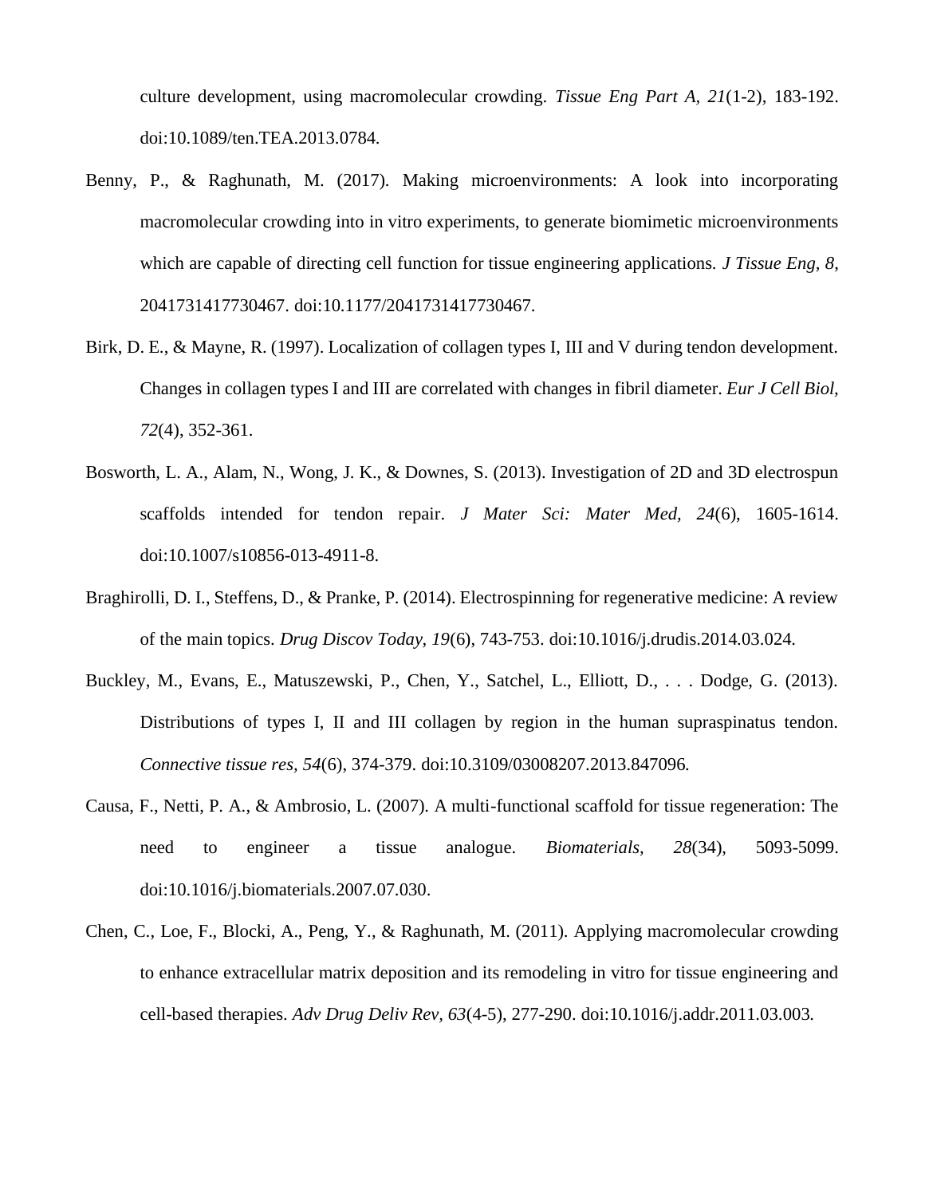culture development, using macromolecular crowding. *Tissue Eng Part A, 21*(1-2), 183-192. doi:10.1089/ten.TEA.2013.0784.

Benny, P., & Raghunath, M. (2017). Making microenvironments: A look into incorporating macromolecular crowding into in vitro experiments, to generate biomimetic microenvironments which are capable of directing cell function for tissue engineering applications. *J Tissue Eng, 8*, 2041731417730467. doi:10.1177/2041731417730467.

Birk, D. E., & Mayne, R. (1997). Localization of collagen types I, III and V during tendon development. Changes in collagen types I and III are correlated with changes in fibril diameter. *Eur J Cell Biol, 72*(4), 352-361.

Bosworth, L. A., Alam, N., Wong, J. K., & Downes, S. (2013). Investigation of 2D and 3D electrospun scaffolds intended for tendon repair. *J Mater Sci: Mater Med, 24*(6), 1605-1614. doi:10.1007/s10856-013-4911-8.

Braghirolli, D. I., Steffens, D., & Pranke, P. (2014). Electrospinning for regenerative medicine: A review of the main topics. *Drug Discov Today, 19*(6), 743-753. doi:10.1016/j.drudis.2014.03.024.

Buckley, M., Evans, E., Matuszewski, P., Chen, Y., Satchel, L., Elliott, D., . . . Dodge, G. (2013). Distributions of types I, II and III collagen by region in the human supraspinatus tendon. *Connective tissue res, 54*(6), 374-379. doi:10.3109/03008207.2013.847096.

Causa, F., Netti, P. A., & Ambrosio, L. (2007). A multi-functional scaffold for tissue regeneration: The need to engineer a tissue analogue. *Biomaterials, 28*(34), 5093-5099. doi:10.1016/j.biomaterials.2007.07.030.

Chen, C., Loe, F., Blocki, A., Peng, Y., & Raghunath, M. (2011). Applying macromolecular crowding to enhance extracellular matrix deposition and its remodeling in vitro for tissue engineering and cell-based therapies. *Adv Drug Deliv Rev, 63*(4-5), 277-290. doi:10.1016/j.addr.2011.03.003.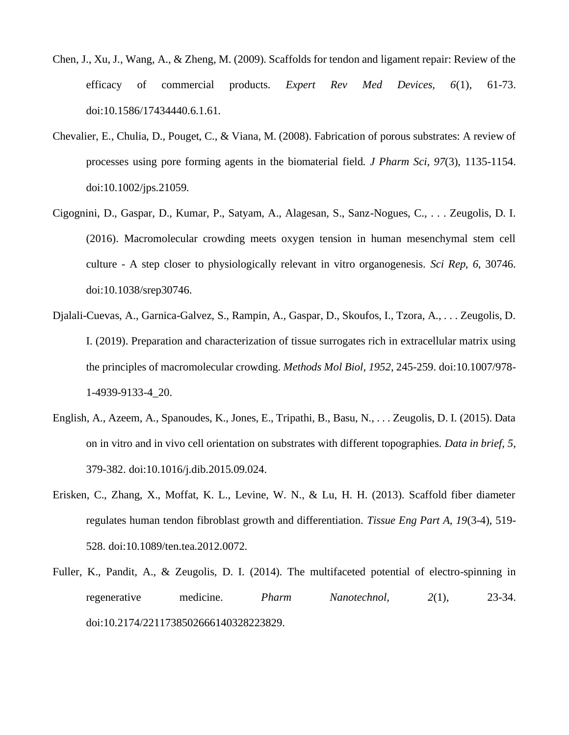Chen, J., Xu, J., Wang, A., & Zheng, M. (2009). Scaffolds for tendon and ligament repair: Review of the efficacy of commercial products. *Expert Rev Med Devices, 6*(1), 61-73. doi:10.1586/17434440.6.1.61.

Chevalier, E., Chulia, D., Pouget, C., & Viana, M. (2008). Fabrication of porous substrates: A review of processes using pore forming agents in the biomaterial field. *J Pharm Sci, 97*(3), 1135-1154. doi:10.1002/jps.21059.

Cigognini, D., Gaspar, D., Kumar, P., Satyam, A., Alagesan, S., Sanz-Nogues, C., . . . Zeugolis, D. I. (2016). Macromolecular crowding meets oxygen tension in human mesenchymal stem cell culture - A step closer to physiologically relevant in vitro organogenesis. *Sci Rep, 6*, 30746. doi:10.1038/srep30746.

Djalali-Cuevas, A., Garnica-Galvez, S., Rampin, A., Gaspar, D., Skoufos, I., Tzora, A., . . . Zeugolis, D. I. (2019). Preparation and characterization of tissue surrogates rich in extracellular matrix using the principles of macromolecular crowding. *Methods Mol Biol, 1952*, 245-259. doi:10.1007/978-1-4939-9133-4_20.

English, A., Azeem, A., Spanoudes, K., Jones, E., Tripathi, B., Basu, N., . . . Zeugolis, D. I. (2015). Data on in vitro and in vivo cell orientation on substrates with different topographies. *Data in brief, 5*, 379-382. doi:10.1016/j.dib.2015.09.024.

Erisken, C., Zhang, X., Moffat, K. L., Levine, W. N., & Lu, H. H. (2013). Scaffold fiber diameter regulates human tendon fibroblast growth and differentiation. *Tissue Eng Part A, 19*(3-4), 519-528. doi:10.1089/ten.tea.2012.0072.

Fuller, K., Pandit, A., & Zeugolis, D. I. (2014). The multifaceted potential of electro-spinning in regenerative medicine. *Pharm Nanotechnol, 2*(1), 23-34. doi:10.2174/2211738502666140328223829.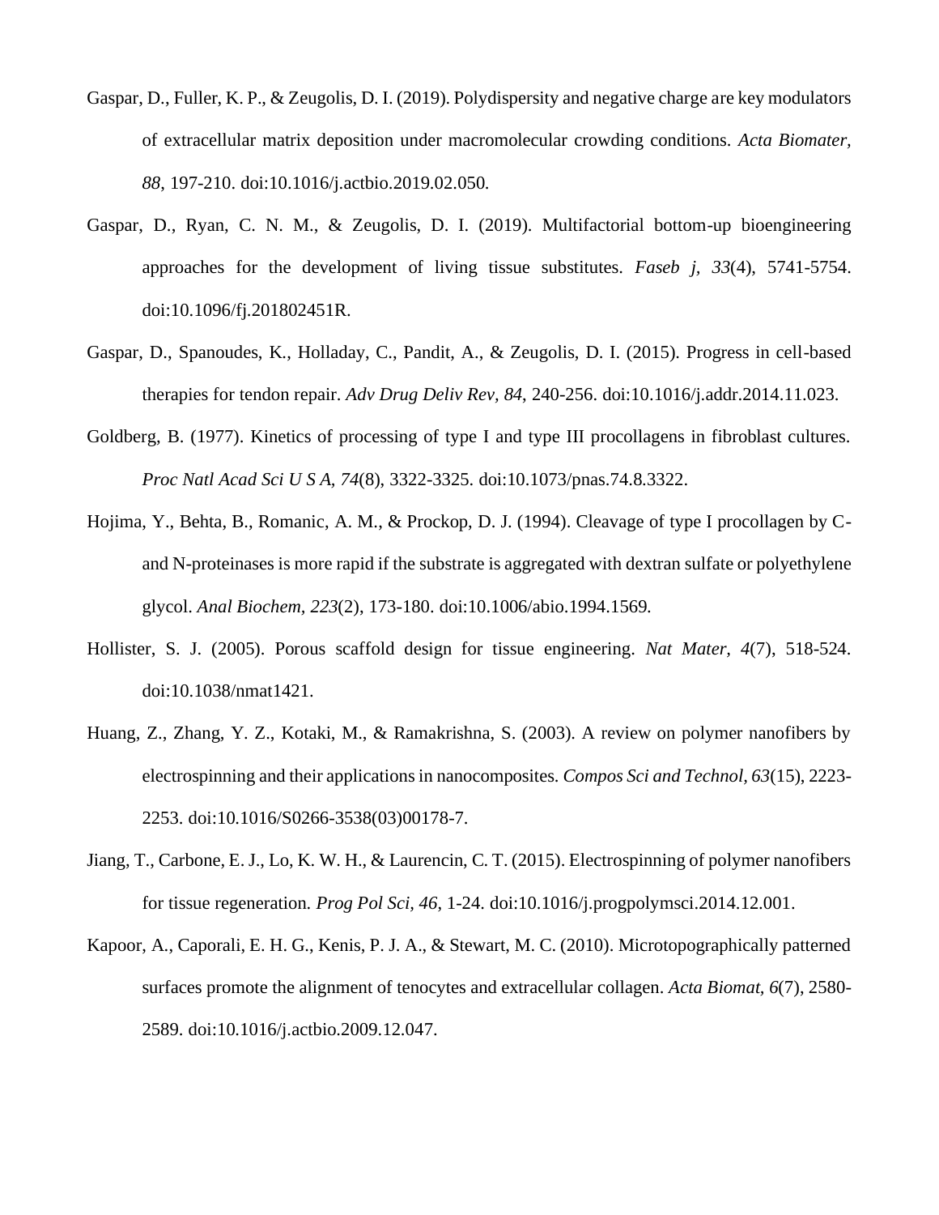Gaspar, D., Fuller, K. P., & Zeugolis, D. I. (2019). Polydispersity and negative charge are key modulators of extracellular matrix deposition under macromolecular crowding conditions. *Acta Biomater, 88*, 197-210. doi:10.1016/j.actbio.2019.02.050.

Gaspar, D., Ryan, C. N. M., & Zeugolis, D. I. (2019). Multifactorial bottom-up bioengineering approaches for the development of living tissue substitutes. *Faseb j, 33*(4), 5741-5754. doi:10.1096/fj.201802451R.

Gaspar, D., Spanoudes, K., Holladay, C., Pandit, A., & Zeugolis, D. I. (2015). Progress in cell-based therapies for tendon repair. *Adv Drug Deliv Rev, 84*, 240-256. doi:10.1016/j.addr.2014.11.023.

Goldberg, B. (1977). Kinetics of processing of type I and type III procollagens in fibroblast cultures. *Proc Natl Acad Sci U S A, 74*(8), 3322-3325. doi:10.1073/pnas.74.8.3322.

Hojima, Y., Behta, B., Romanic, A. M., & Prockop, D. J. (1994). Cleavage of type I procollagen by C- and N-proteinases is more rapid if the substrate is aggregated with dextran sulfate or polyethylene glycol. *Anal Biochem, 223*(2), 173-180. doi:10.1006/abio.1994.1569.

Hollister, S. J. (2005). Porous scaffold design for tissue engineering. *Nat Mater, 4*(7), 518-524. doi:10.1038/nmat1421.

Huang, Z., Zhang, Y. Z., Kotaki, M., & Ramakrishna, S. (2003). A review on polymer nanofibers by electrospinning and their applications in nanocomposites. *Compos Sci and Technol, 63*(15), 2223-2253. doi:10.1016/S0266-3538(03)00178-7.

Jiang, T., Carbone, E. J., Lo, K. W. H., & Laurencin, C. T. (2015). Electrospinning of polymer nanofibers for tissue regeneration. *Prog Pol Sci, 46*, 1-24. doi:10.1016/j.progpolymsci.2014.12.001.

Kapoor, A., Caporali, E. H. G., Kenis, P. J. A., & Stewart, M. C. (2010). Microtopographically patterned surfaces promote the alignment of tenocytes and extracellular collagen. *Acta Biomat, 6*(7), 2580-2589. doi:10.1016/j.actbio.2009.12.047.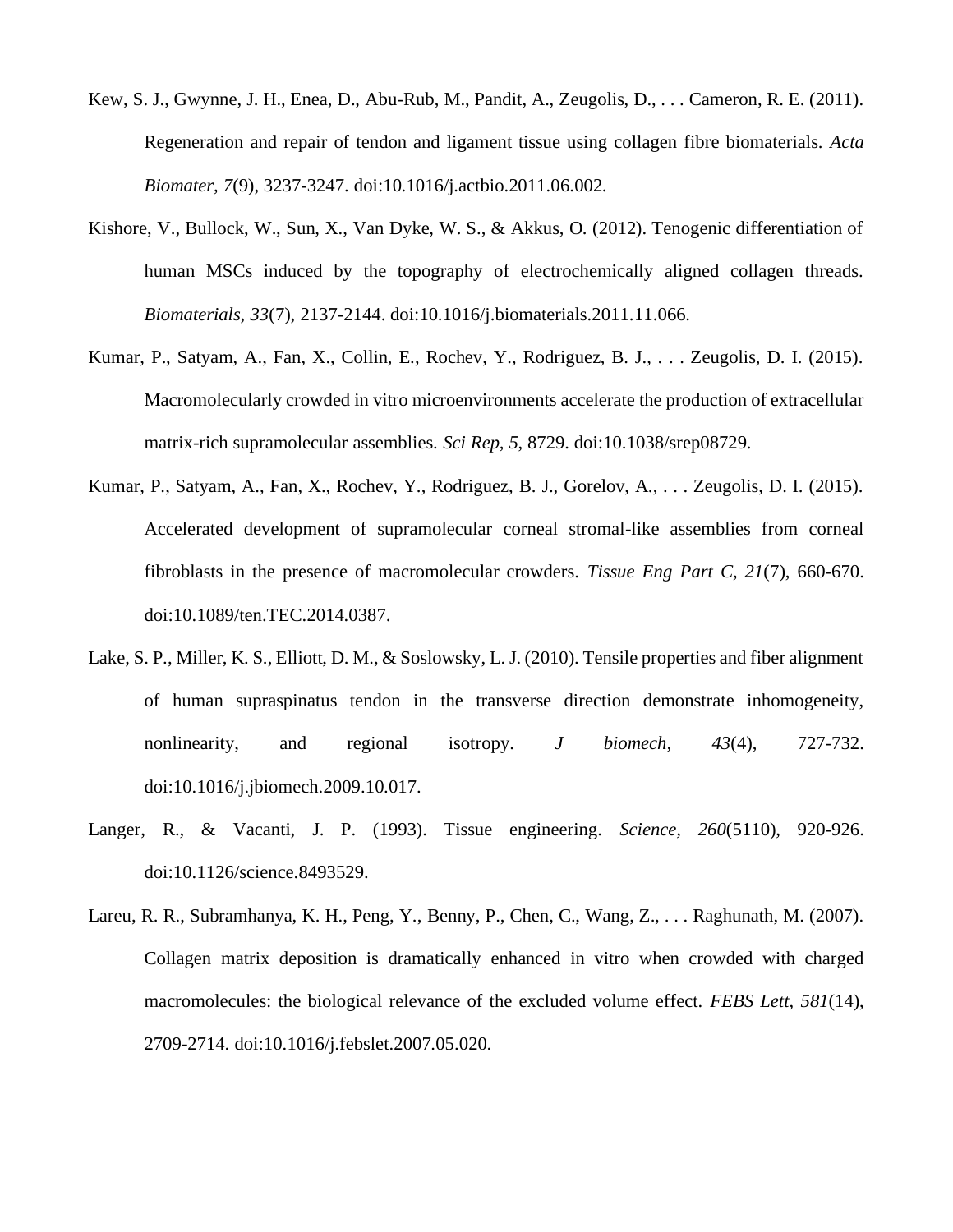Kew, S. J., Gwynne, J. H., Enea, D., Abu-Rub, M., Pandit, A., Zeugolis, D., . . . Cameron, R. E. (2011). Regeneration and repair of tendon and ligament tissue using collagen fibre biomaterials. *Acta Biomater, 7*(9), 3237-3247. doi:10.1016/j.actbio.2011.06.002.

Kishore, V., Bullock, W., Sun, X., Van Dyke, W. S., & Akkus, O. (2012). Tenogenic differentiation of human MSCs induced by the topography of electrochemically aligned collagen threads. *Biomaterials, 33*(7), 2137-2144. doi:10.1016/j.biomaterials.2011.11.066.

Kumar, P., Satyam, A., Fan, X., Collin, E., Rochev, Y., Rodriguez, B. J., . . . Zeugolis, D. I. (2015). Macromolecularly crowded in vitro microenvironments accelerate the production of extracellular matrix-rich supramolecular assemblies. *Sci Rep, 5*, 8729. doi:10.1038/srep08729.

Kumar, P., Satyam, A., Fan, X., Rochev, Y., Rodriguez, B. J., Gorelov, A., . . . Zeugolis, D. I. (2015). Accelerated development of supramolecular corneal stromal-like assemblies from corneal fibroblasts in the presence of macromolecular crowders. *Tissue Eng Part C, 21*(7), 660-670. doi:10.1089/ten.TEC.2014.0387.

Lake, S. P., Miller, K. S., Elliott, D. M., & Soslowsky, L. J. (2010). Tensile properties and fiber alignment of human supraspinatus tendon in the transverse direction demonstrate inhomogeneity, nonlinearity, and regional isotropy. *J biomech, 43*(4), 727-732. doi:10.1016/j.jbiomech.2009.10.017.

Langer, R., & Vacanti, J. P. (1993). Tissue engineering. *Science, 260*(5110), 920-926. doi:10.1126/science.8493529.

Lareu, R. R., Subramhanya, K. H., Peng, Y., Benny, P., Chen, C., Wang, Z., . . . Raghunath, M. (2007). Collagen matrix deposition is dramatically enhanced in vitro when crowded with charged macromolecules: the biological relevance of the excluded volume effect. *FEBS Lett, 581*(14), 2709-2714. doi:10.1016/j.febslet.2007.05.020.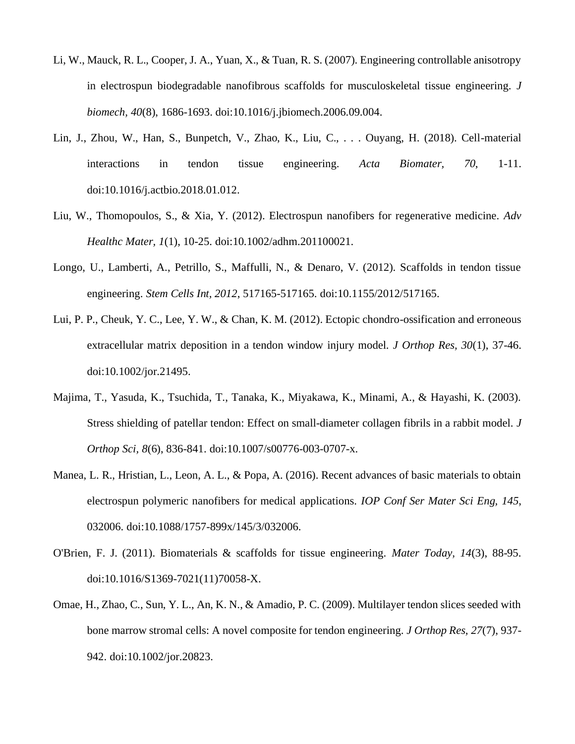Li, W., Mauck, R. L., Cooper, J. A., Yuan, X., & Tuan, R. S. (2007). Engineering controllable anisotropy in electrospun biodegradable nanofibrous scaffolds for musculoskeletal tissue engineering. *J biomech, 40*(8), 1686-1693. doi:10.1016/j.jbiomech.2006.09.004.

Lin, J., Zhou, W., Han, S., Bunpetch, V., Zhao, K., Liu, C., . . . Ouyang, H. (2018). Cell-material interactions in tendon tissue engineering. *Acta Biomater, 70*, 1-11. doi:10.1016/j.actbio.2018.01.012.

Liu, W., Thomopoulos, S., & Xia, Y. (2012). Electrospun nanofibers for regenerative medicine. *Adv Healthc Mater, 1*(1), 10-25. doi:10.1002/adhm.201100021.

Longo, U., Lamberti, A., Petrillo, S., Maffulli, N., & Denaro, V. (2012). Scaffolds in tendon tissue engineering. *Stem Cells Int, 2012*, 517165-517165. doi:10.1155/2012/517165.

Lui, P. P., Cheuk, Y. C., Lee, Y. W., & Chan, K. M. (2012). Ectopic chondro-ossification and erroneous extracellular matrix deposition in a tendon window injury model. *J Orthop Res, 30*(1), 37-46. doi:10.1002/jor.21495.

Majima, T., Yasuda, K., Tsuchida, T., Tanaka, K., Miyakawa, K., Minami, A., & Hayashi, K. (2003). Stress shielding of patellar tendon: Effect on small-diameter collagen fibrils in a rabbit model. *J Orthop Sci, 8*(6), 836-841. doi:10.1007/s00776-003-0707-x.

Manea, L. R., Hristian, L., Leon, A. L., & Popa, A. (2016). Recent advances of basic materials to obtain electrospun polymeric nanofibers for medical applications. *IOP Conf Ser Mater Sci Eng, 145*, 032006. doi:10.1088/1757-899x/145/3/032006.

O'Brien, F. J. (2011). Biomaterials & scaffolds for tissue engineering. *Mater Today, 14*(3), 88-95. doi:10.1016/S1369-7021(11)70058-X.

Omae, H., Zhao, C., Sun, Y. L., An, K. N., & Amadio, P. C. (2009). Multilayer tendon slices seeded with bone marrow stromal cells: A novel composite for tendon engineering. *J Orthop Res, 27*(7), 937-942. doi:10.1002/jor.20823.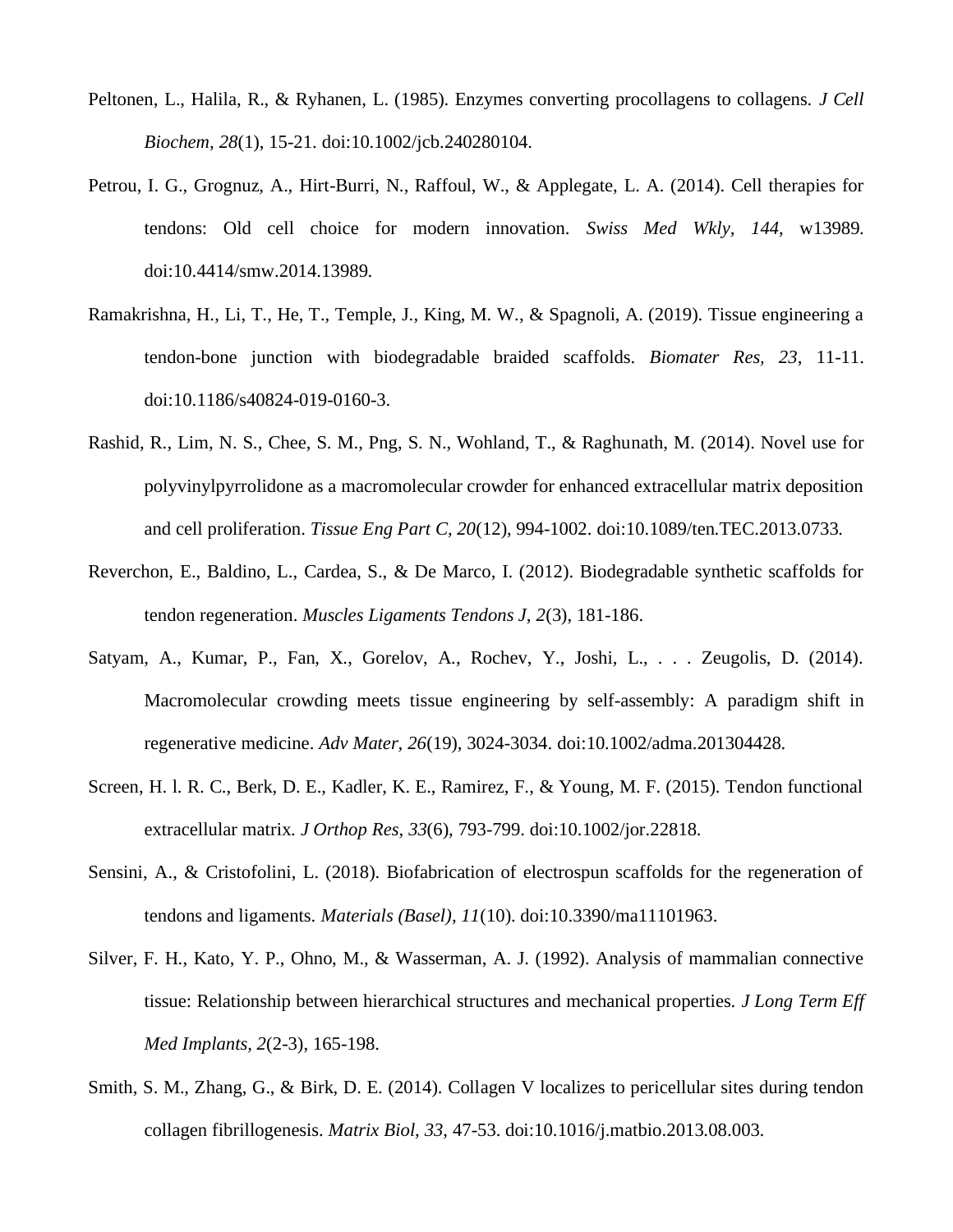Peltonen, L., Halila, R., & Ryhanen, L. (1985). Enzymes converting procollagens to collagens. *J Cell Biochem, 28*(1), 15-21. doi:10.1002/jcb.240280104.

Petrou, I. G., Grognuz, A., Hirt-Burri, N., Raffoul, W., & Applegate, L. A. (2014). Cell therapies for tendons: Old cell choice for modern innovation. *Swiss Med Wkly, 144*, w13989. doi:10.4414/smw.2014.13989.

Ramakrishna, H., Li, T., He, T., Temple, J., King, M. W., & Spagnoli, A. (2019). Tissue engineering a tendon-bone junction with biodegradable braided scaffolds. *Biomater Res, 23*, 11-11. doi:10.1186/s40824-019-0160-3.

Rashid, R., Lim, N. S., Chee, S. M., Png, S. N., Wohland, T., & Raghunath, M. (2014). Novel use for polyvinylpyrrolidone as a macromolecular crowder for enhanced extracellular matrix deposition and cell proliferation. *Tissue Eng Part C, 20*(12), 994-1002. doi:10.1089/ten.TEC.2013.0733.

Reverchon, E., Baldino, L., Cardea, S., & De Marco, I. (2012). Biodegradable synthetic scaffolds for tendon regeneration. *Muscles Ligaments Tendons J, 2*(3), 181-186.

Satyam, A., Kumar, P., Fan, X., Gorelov, A., Rochev, Y., Joshi, L., . . . Zeugolis, D. (2014). Macromolecular crowding meets tissue engineering by self-assembly: A paradigm shift in regenerative medicine. *Adv Mater, 26*(19), 3024-3034. doi:10.1002/adma.201304428.

Screen, H. l. R. C., Berk, D. E., Kadler, K. E., Ramirez, F., & Young, M. F. (2015). Tendon functional extracellular matrix. *J Orthop Res, 33*(6), 793-799. doi:10.1002/jor.22818.

Sensini, A., & Cristofolini, L. (2018). Biofabrication of electrospun scaffolds for the regeneration of tendons and ligaments. *Materials (Basel), 11*(10). doi:10.3390/ma11101963.

Silver, F. H., Kato, Y. P., Ohno, M., & Wasserman, A. J. (1992). Analysis of mammalian connective tissue: Relationship between hierarchical structures and mechanical properties. *J Long Term Eff Med Implants, 2*(2-3), 165-198.

Smith, S. M., Zhang, G., & Birk, D. E. (2014). Collagen V localizes to pericellular sites during tendon collagen fibrillogenesis. *Matrix Biol, 33*, 47-53. doi:10.1016/j.matbio.2013.08.003.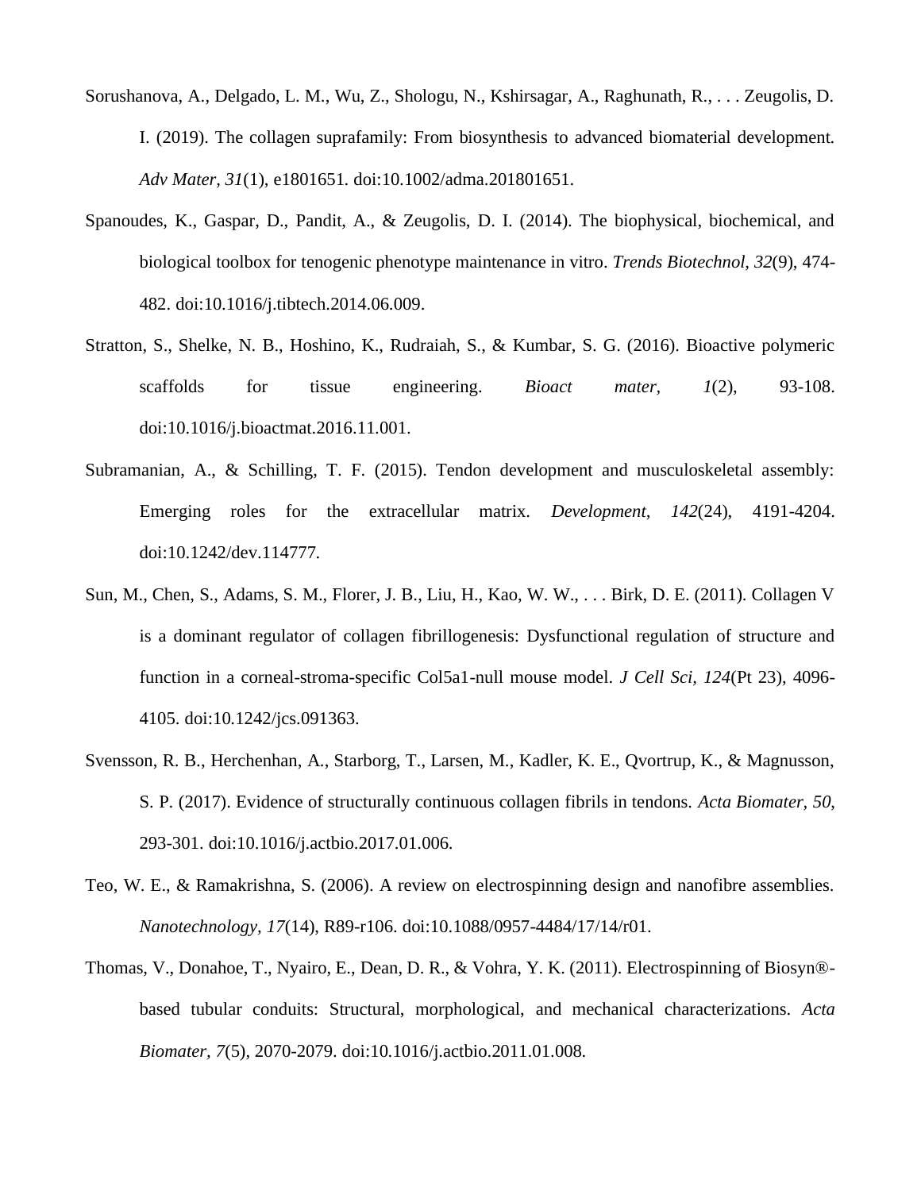Sorushanova, A., Delgado, L. M., Wu, Z., Shologu, N., Kshirsagar, A., Raghunath, R., . . . Zeugolis, D. I. (2019). The collagen suprafamily: From biosynthesis to advanced biomaterial development. *Adv Mater, 31*(1), e1801651. doi:10.1002/adma.201801651.

Spanoudes, K., Gaspar, D., Pandit, A., & Zeugolis, D. I. (2014). The biophysical, biochemical, and biological toolbox for tenogenic phenotype maintenance in vitro. *Trends Biotechnol, 32*(9), 474-482. doi:10.1016/j.tibtech.2014.06.009.

Stratton, S., Shelke, N. B., Hoshino, K., Rudraiah, S., & Kumbar, S. G. (2016). Bioactive polymeric scaffolds for tissue engineering. *Bioact mater, 1*(2), 93-108. doi:10.1016/j.bioactmat.2016.11.001.

Subramanian, A., & Schilling, T. F. (2015). Tendon development and musculoskeletal assembly: Emerging roles for the extracellular matrix. *Development, 142*(24), 4191-4204. doi:10.1242/dev.114777.

Sun, M., Chen, S., Adams, S. M., Florer, J. B., Liu, H., Kao, W. W., . . . Birk, D. E. (2011). Collagen V is a dominant regulator of collagen fibrillogenesis: Dysfunctional regulation of structure and function in a corneal-stroma-specific Col5a1-null mouse model. *J Cell Sci, 124*(Pt 23), 4096-4105. doi:10.1242/jcs.091363.

Svensson, R. B., Herchenhan, A., Starborg, T., Larsen, M., Kadler, K. E., Qvortrup, K., & Magnusson, S. P. (2017). Evidence of structurally continuous collagen fibrils in tendons. *Acta Biomater, 50*, 293-301. doi:10.1016/j.actbio.2017.01.006.

Teo, W. E., & Ramakrishna, S. (2006). A review on electrospinning design and nanofibre assemblies. *Nanotechnology, 17*(14), R89-r106. doi:10.1088/0957-4484/17/14/r01.

Thomas, V., Donahoe, T., Nyairo, E., Dean, D. R., & Vohra, Y. K. (2011). Electrospinning of Biosyn®-based tubular conduits: Structural, morphological, and mechanical characterizations. *Acta Biomater, 7*(5), 2070-2079. doi:10.1016/j.actbio.2011.01.008.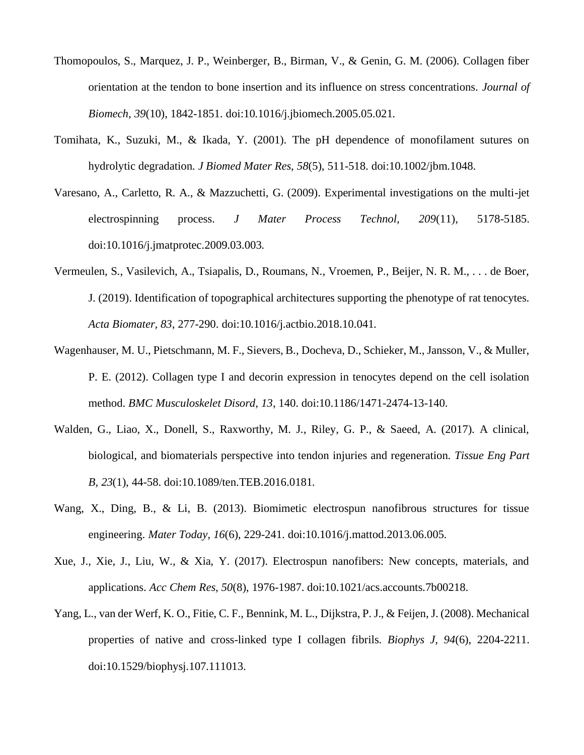Thomopoulos, S., Marquez, J. P., Weinberger, B., Birman, V., & Genin, G. M. (2006). Collagen fiber orientation at the tendon to bone insertion and its influence on stress concentrations. *Journal of Biomech, 39*(10), 1842-1851. doi:10.1016/j.jbiomech.2005.05.021.

Tomihata, K., Suzuki, M., & Ikada, Y. (2001). The pH dependence of monofilament sutures on hydrolytic degradation. *J Biomed Mater Res, 58*(5), 511-518. doi:10.1002/jbm.1048.

Varesano, A., Carletto, R. A., & Mazzuchetti, G. (2009). Experimental investigations on the multi-jet electrospinning process. *J Mater Process Technol, 209*(11), 5178-5185. doi:10.1016/j.jmatprotec.2009.03.003.

Vermeulen, S., Vasilevich, A., Tsiapalis, D., Roumans, N., Vroemen, P., Beijer, N. R. M., . . . de Boer, J. (2019). Identification of topographical architectures supporting the phenotype of rat tenocytes. *Acta Biomater, 83*, 277-290. doi:10.1016/j.actbio.2018.10.041.

Wagenhauser, M. U., Pietschmann, M. F., Sievers, B., Docheva, D., Schieker, M., Jansson, V., & Muller, P. E. (2012). Collagen type I and decorin expression in tenocytes depend on the cell isolation method. *BMC Musculoskelet Disord, 13*, 140. doi:10.1186/1471-2474-13-140.

Walden, G., Liao, X., Donell, S., Raxworthy, M. J., Riley, G. P., & Saeed, A. (2017). A clinical, biological, and biomaterials perspective into tendon injuries and regeneration. *Tissue Eng Part B, 23*(1), 44-58. doi:10.1089/ten.TEB.2016.0181.

Wang, X., Ding, B., & Li, B. (2013). Biomimetic electrospun nanofibrous structures for tissue engineering. *Mater Today, 16*(6), 229-241. doi:10.1016/j.mattod.2013.06.005.

Xue, J., Xie, J., Liu, W., & Xia, Y. (2017). Electrospun nanofibers: New concepts, materials, and applications. *Acc Chem Res, 50*(8), 1976-1987. doi:10.1021/acs.accounts.7b00218.

Yang, L., van der Werf, K. O., Fitie, C. F., Bennink, M. L., Dijkstra, P. J., & Feijen, J. (2008). Mechanical properties of native and cross-linked type I collagen fibrils. *Biophys J, 94*(6), 2204-2211. doi:10.1529/biophysj.107.111013.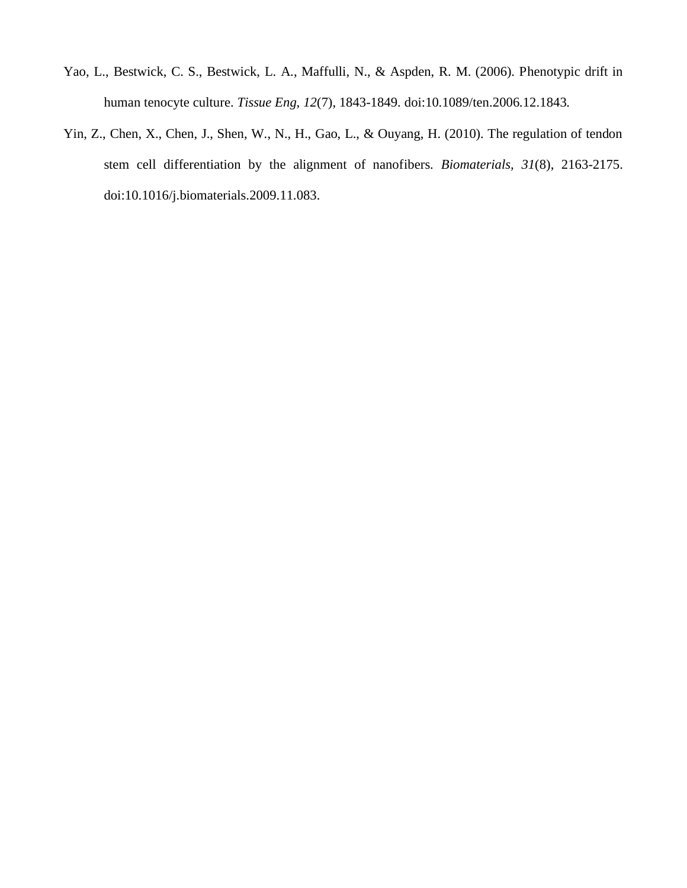Yao, L., Bestwick, C. S., Bestwick, L. A., Maffulli, N., & Aspden, R. M. (2006). Phenotypic drift in human tenocyte culture. *Tissue Eng, 12*(7), 1843-1849. doi:10.1089/ten.2006.12.1843.

Yin, Z., Chen, X., Chen, J., Shen, W., N., H., Gao, L., & Ouyang, H. (2010). The regulation of tendon stem cell differentiation by the alignment of nanofibers. *Biomaterials, 31*(8), 2163-2175. doi:10.1016/j.biomaterials.2009.11.083.